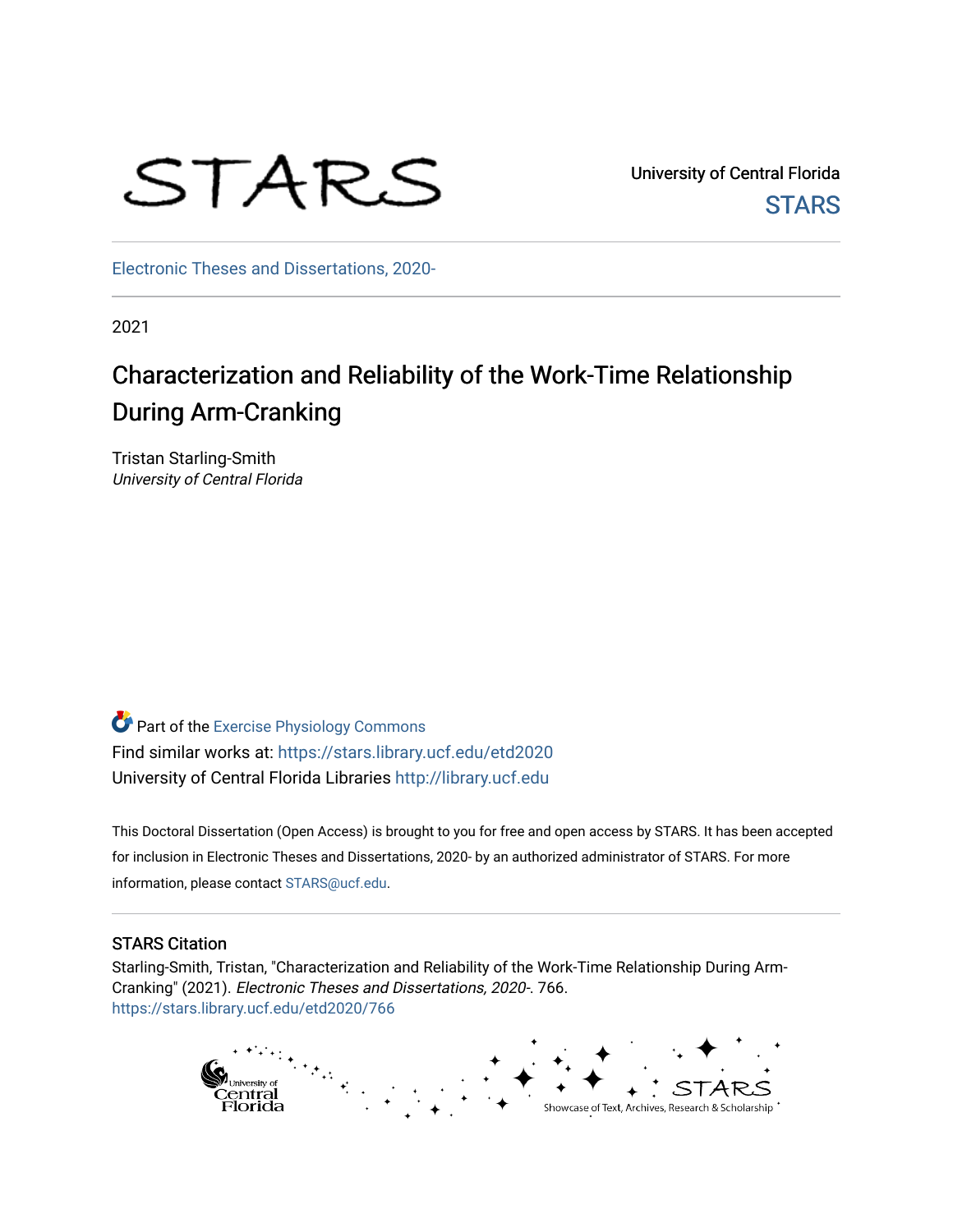STARS

University of Central Florida

STARS

Electronic Theses and Dissertations, 2020-

2021

# Characterization and Reliability of the Work-Time Relationship During Arm-Cranking

Tristan Starling-Smith
*University of Central Florida*

Part of the Exercise Physiology Commons

Find similar works at: https://stars.library.ucf.edu/etd2020

University of Central Florida Libraries http://library.ucf.edu

This Doctoral Dissertation (Open Access) is brought to you for free and open access by STARS. It has been accepted for inclusion in Electronic Theses and Dissertations, 2020- by an authorized administrator of STARS. For more information, please contact STARS@ucf.edu.

## STARS Citation

Starling-Smith, Tristan, "Characterization and Reliability of the Work-Time Relationship During Arm-Cranking" (2021). *Electronic Theses and Dissertations, 2020-*. 766.
https://stars.library.ucf.edu/etd2020/766

University of Central Florida

STARS
Showcase of Text, Archives, Research & Scholarship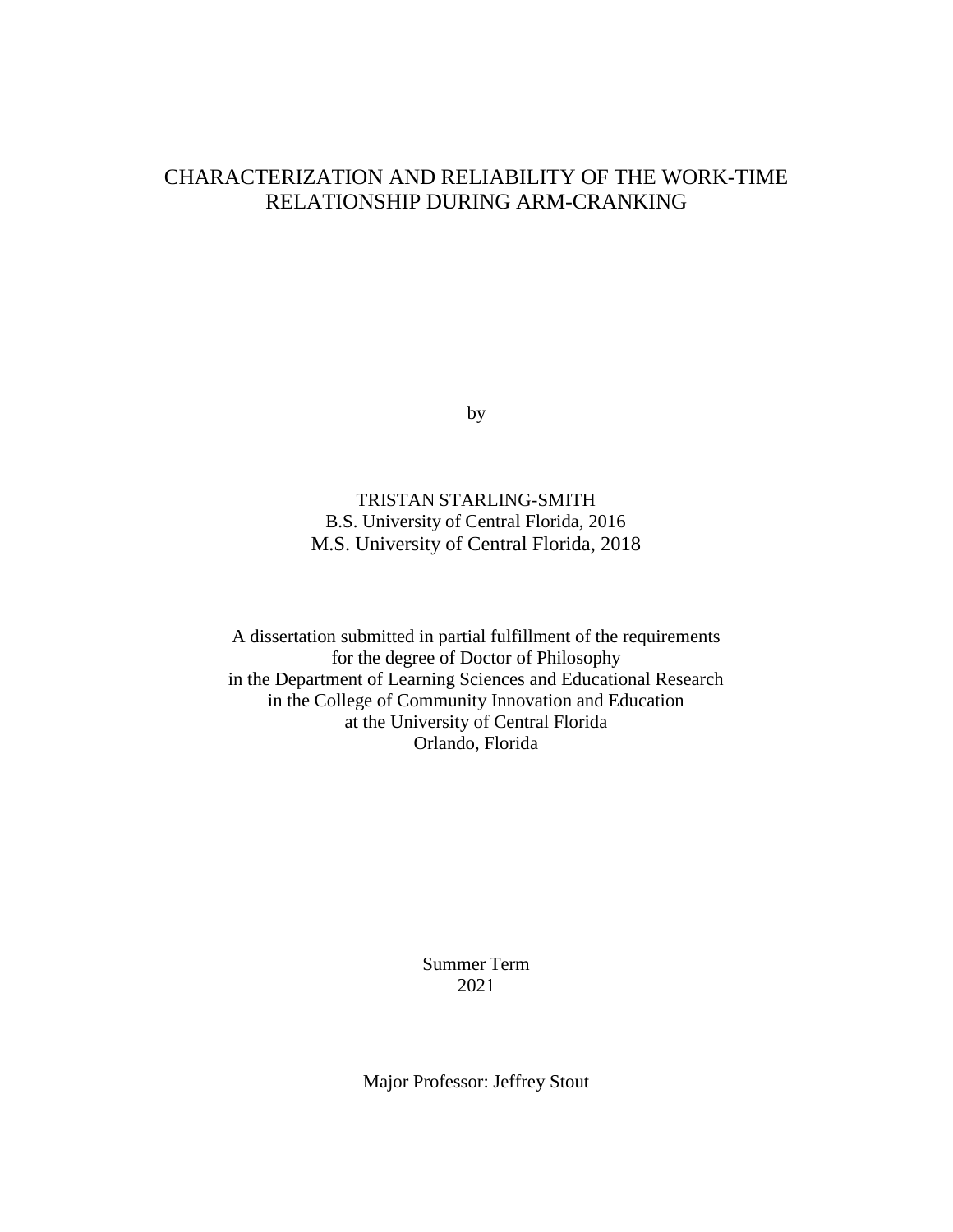# CHARACTERIZATION AND RELIABILITY OF THE WORK-TIME RELATIONSHIP DURING ARM-CRANKING

by

TRISTAN STARLING-SMITH
B.S. University of Central Florida, 2016
M.S. University of Central Florida, 2018

A dissertation submitted in partial fulfillment of the requirements
for the degree of Doctor of Philosophy
in the Department of Learning Sciences and Educational Research
in the College of Community Innovation and Education
at the University of Central Florida
Orlando, Florida

Summer Term
2021

Major Professor: Jeffrey Stout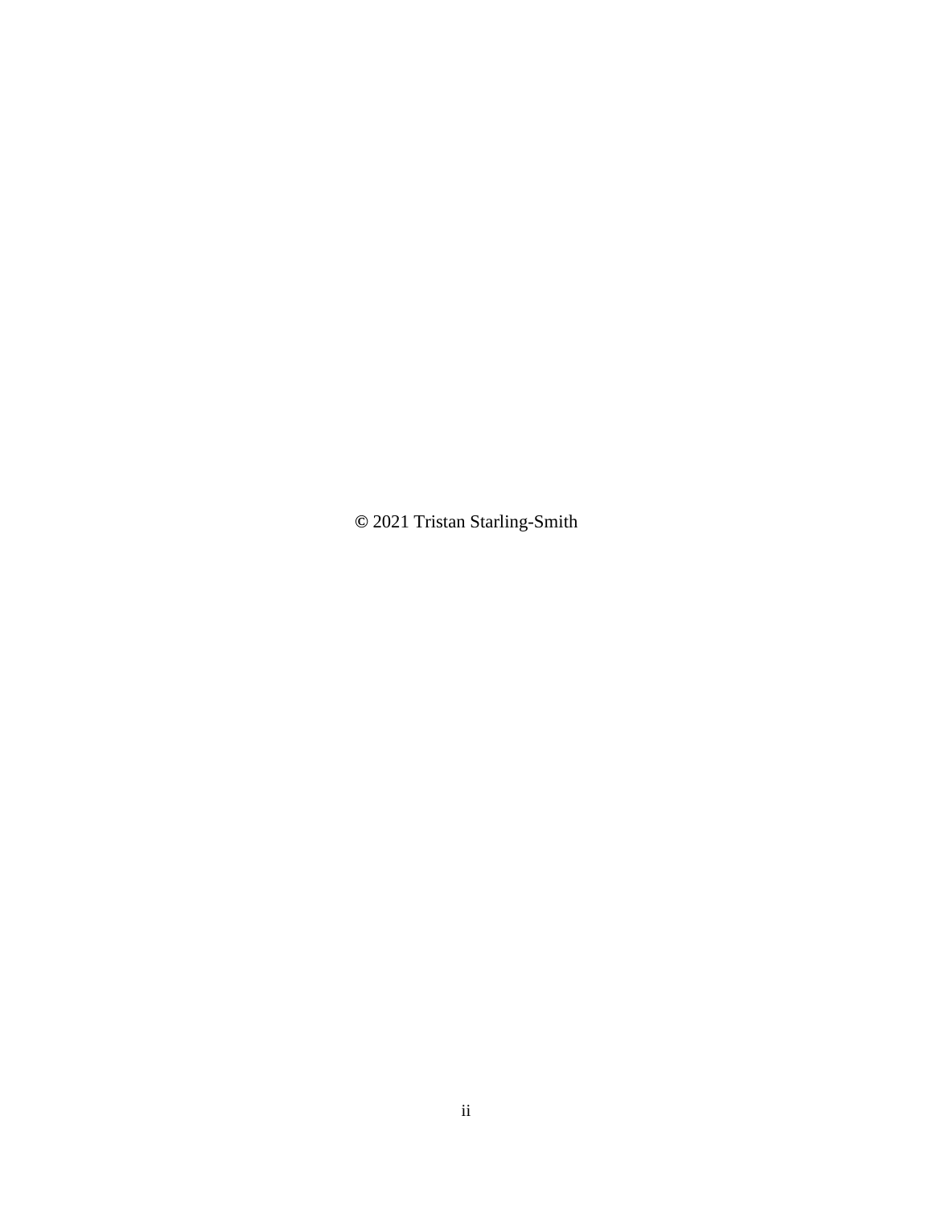© 2021 Tristan Starling-Smith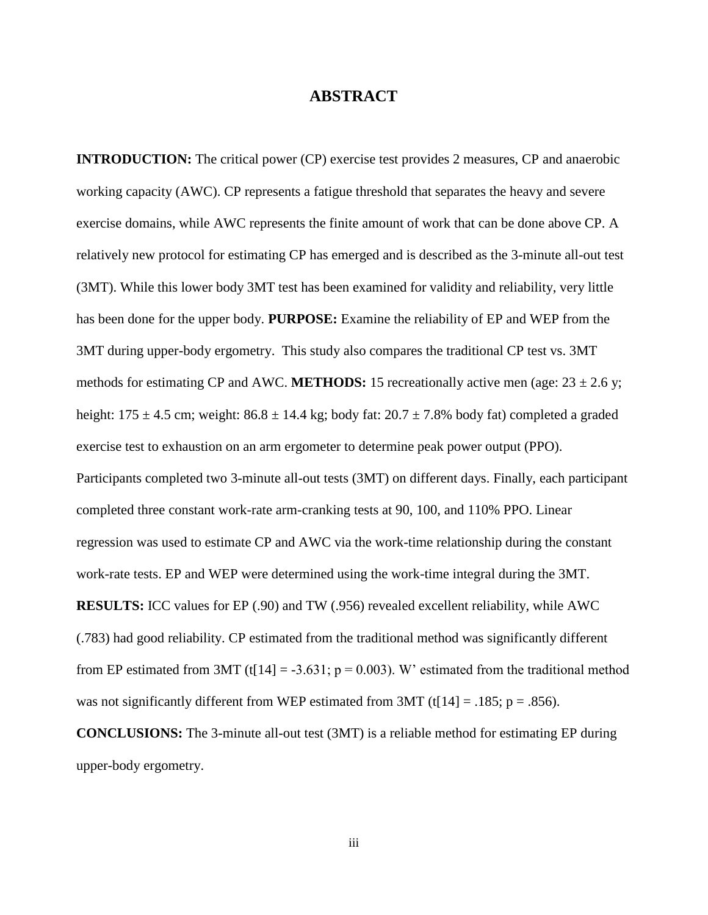# ABSTRACT

**INTRODUCTION:** The critical power (CP) exercise test provides 2 measures, CP and anaerobic working capacity (AWC). CP represents a fatigue threshold that separates the heavy and severe exercise domains, while AWC represents the finite amount of work that can be done above CP. A relatively new protocol for estimating CP has emerged and is described as the 3-minute all-out test (3MT). While this lower body 3MT test has been examined for validity and reliability, very little has been done for the upper body. **PURPOSE:** Examine the reliability of EP and WEP from the 3MT during upper-body ergometry. This study also compares the traditional CP test vs. 3MT methods for estimating CP and AWC. **METHODS:** 15 recreationally active men (age: $23 \pm 2.6$ y; height: $175 \pm 4.5$ cm; weight: $86.8 \pm 14.4$ kg; body fat: $20.7 \pm 7.8$% body fat) completed a graded exercise test to exhaustion on an arm ergometer to determine peak power output (PPO). Participants completed two 3-minute all-out tests (3MT) on different days. Finally, each participant completed three constant work-rate arm-cranking tests at 90, 100, and 110% PPO. Linear regression was used to estimate CP and AWC via the work-time relationship during the constant work-rate tests. EP and WEP were determined using the work-time integral during the 3MT. **RESULTS:** ICC values for EP (.90) and TW (.956) revealed excellent reliability, while AWC (.783) had good reliability. CP estimated from the traditional method was significantly different from EP estimated from 3MT ($t[14] = -3.631$; $p = 0.003$). W' estimated from the traditional method was not significantly different from WEP estimated from 3MT ($t[14] = .185$; $p = .856$). **CONCLUSIONS:** The 3-minute all-out test (3MT) is a reliable method for estimating EP during upper-body ergometry.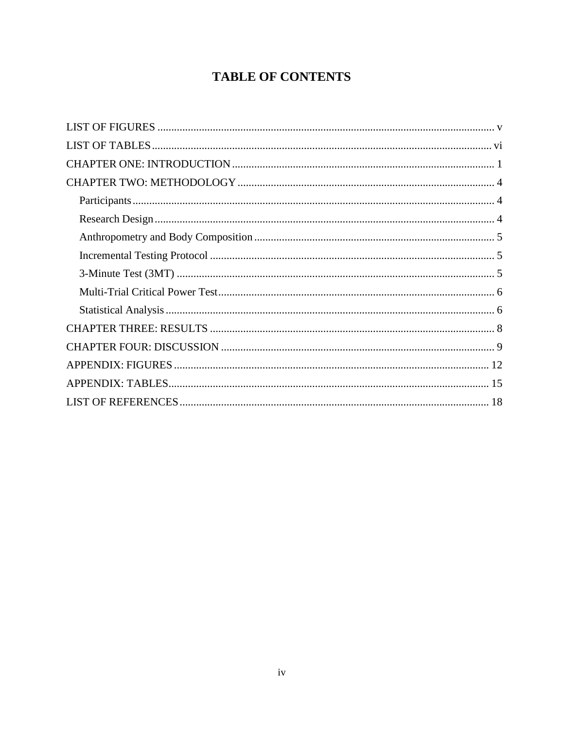# TABLE OF CONTENTS

LIST OF FIGURES ........................................................................................................................ v

LIST OF TABLES ........................................................................................................................ vi

CHAPTER ONE: INTRODUCTION ............................................................................................ 1

CHAPTER TWO: METHODOLOGY .......................................................................................... 4

- Participants ................................................................................................................................ 4
- Research Design ........................................................................................................................ 4
- Anthropometry and Body Composition ..................................................................................... 5
- Incremental Testing Protocol ..................................................................................................... 5
- 3-Minute Test (3MT) ................................................................................................................. 5
- Multi-Trial Critical Power Test .................................................................................................. 6
- Statistical Analysis ..................................................................................................................... 6

CHAPTER THREE: RESULTS .................................................................................................... 8

CHAPTER FOUR: DISCUSSION ................................................................................................ 9

APPENDIX: FIGURES ............................................................................................................... 12

APPENDIX: TABLES ................................................................................................................. 15

LIST OF REFERENCES ............................................................................................................. 18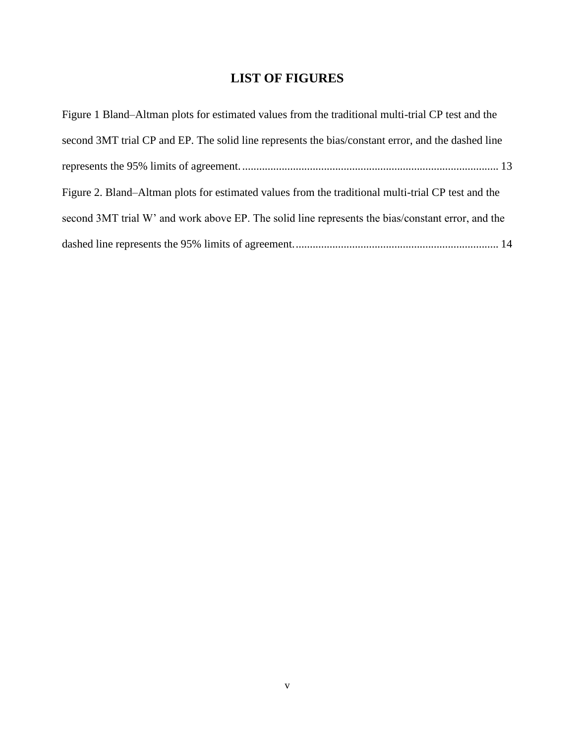# LIST OF FIGURES

Figure 1 Bland–Altman plots for estimated values from the traditional multi-trial CP test and the second 3MT trial CP and EP. The solid line represents the bias/constant error, and the dashed line represents the 95% limits of agreement. .......................................................................................... 13

Figure 2. Bland–Altman plots for estimated values from the traditional multi-trial CP test and the second 3MT trial W' and work above EP. The solid line represents the bias/constant error, and the dashed line represents the 95% limits of agreement. ....................................................................... 14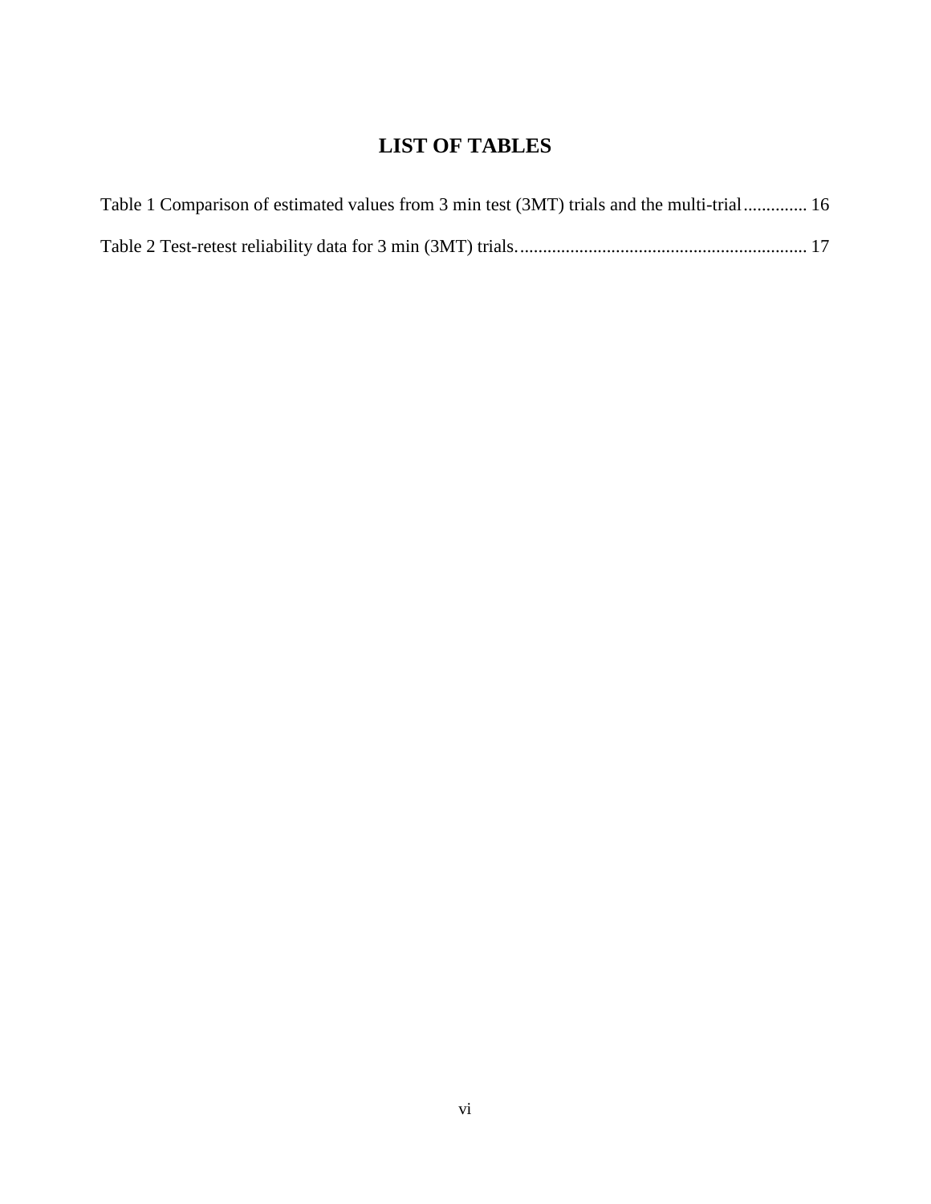# LIST OF TABLES

Table 1 Comparison of estimated values from 3 min test (3MT) trials and the multi-trial............. 16

Table 2 Test-retest reliability data for 3 min (3MT) trials.............................................................. 17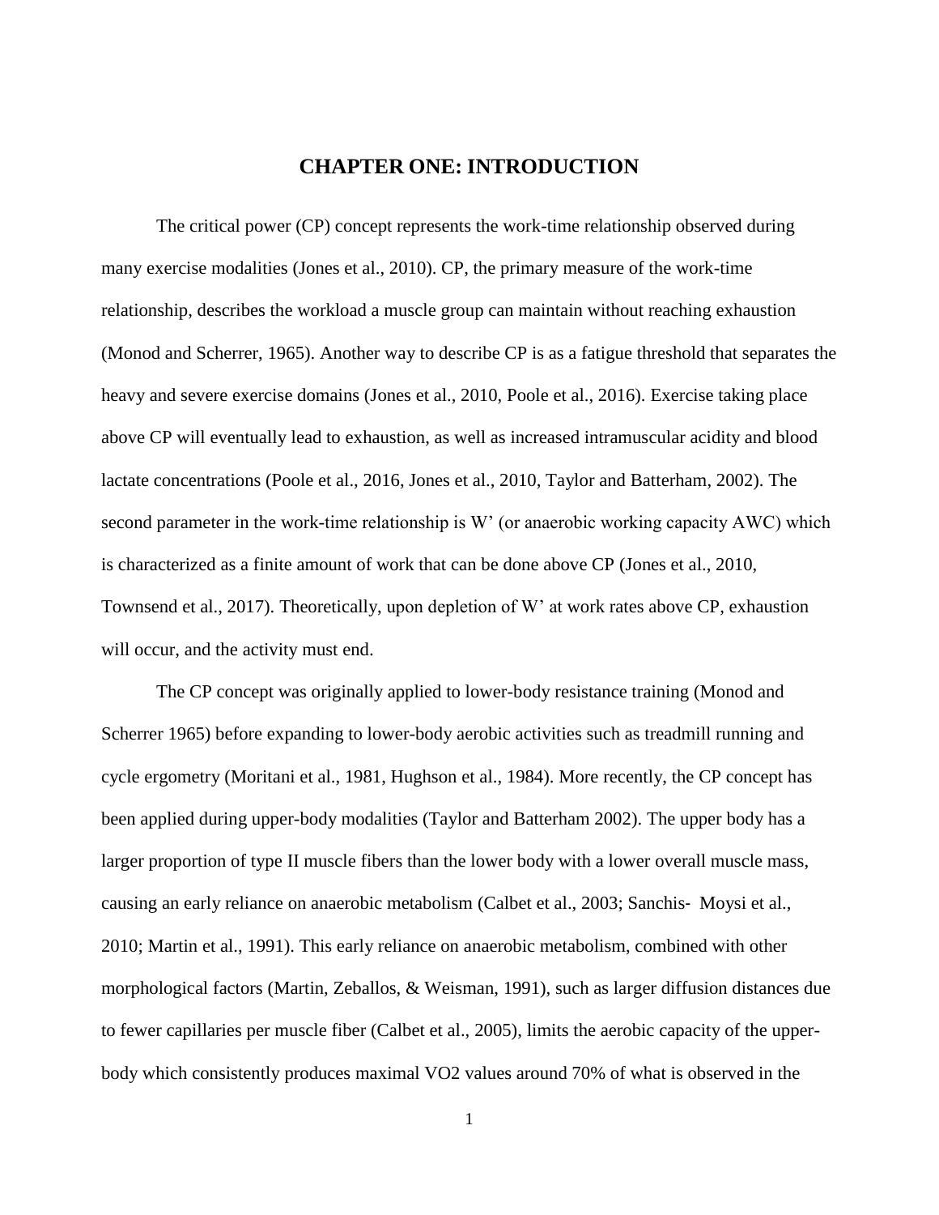# CHAPTER ONE: INTRODUCTION

The critical power (CP) concept represents the work-time relationship observed during many exercise modalities (Jones et al., 2010). CP, the primary measure of the work-time relationship, describes the workload a muscle group can maintain without reaching exhaustion (Monod and Scherrer, 1965). Another way to describe CP is as a fatigue threshold that separates the heavy and severe exercise domains (Jones et al., 2010, Poole et al., 2016). Exercise taking place above CP will eventually lead to exhaustion, as well as increased intramuscular acidity and blood lactate concentrations (Poole et al., 2016, Jones et al., 2010, Taylor and Batterham, 2002). The second parameter in the work-time relationship is W' (or anaerobic working capacity AWC) which is characterized as a finite amount of work that can be done above CP (Jones et al., 2010, Townsend et al., 2017). Theoretically, upon depletion of W' at work rates above CP, exhaustion will occur, and the activity must end.

The CP concept was originally applied to lower-body resistance training (Monod and Scherrer 1965) before expanding to lower-body aerobic activities such as treadmill running and cycle ergometry (Moritani et al., 1981, Hughson et al., 1984). More recently, the CP concept has been applied during upper-body modalities (Taylor and Batterham 2002). The upper body has a larger proportion of type II muscle fibers than the lower body with a lower overall muscle mass, causing an early reliance on anaerobic metabolism (Calbet et al., 2003; Sanchis- Moysi et al., 2010; Martin et al., 1991). This early reliance on anaerobic metabolism, combined with other morphological factors (Martin, Zeballos, & Weisman, 1991), such as larger diffusion distances due to fewer capillaries per muscle fiber (Calbet et al., 2005), limits the aerobic capacity of the upper-body which consistently produces maximal $VO_2$ values around 70% of what is observed in the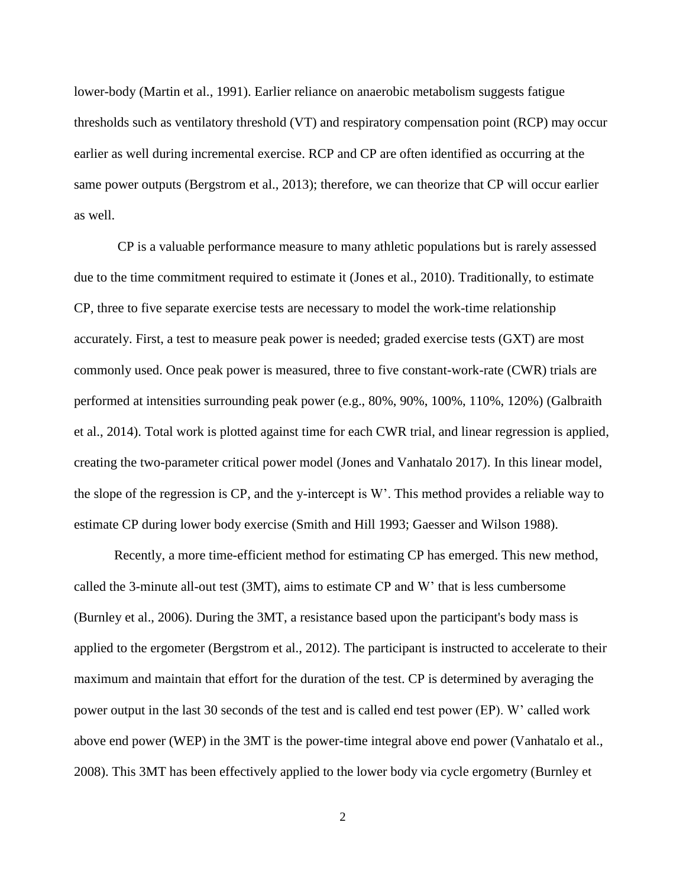lower-body (Martin et al., 1991). Earlier reliance on anaerobic metabolism suggests fatigue thresholds such as ventilatory threshold (VT) and respiratory compensation point (RCP) may occur earlier as well during incremental exercise. RCP and CP are often identified as occurring at the same power outputs (Bergstrom et al., 2013); therefore, we can theorize that CP will occur earlier as well.

CP is a valuable performance measure to many athletic populations but is rarely assessed due to the time commitment required to estimate it (Jones et al., 2010). Traditionally, to estimate CP, three to five separate exercise tests are necessary to model the work-time relationship accurately. First, a test to measure peak power is needed; graded exercise tests (GXT) are most commonly used. Once peak power is measured, three to five constant-work-rate (CWR) trials are performed at intensities surrounding peak power (e.g., 80%, 90%, 100%, 110%, 120%) (Galbraith et al., 2014). Total work is plotted against time for each CWR trial, and linear regression is applied, creating the two-parameter critical power model (Jones and Vanhatalo 2017). In this linear model, the slope of the regression is CP, and the y-intercept is W'. This method provides a reliable way to estimate CP during lower body exercise (Smith and Hill 1993; Gaesser and Wilson 1988).

Recently, a more time-efficient method for estimating CP has emerged. This new method, called the 3-minute all-out test (3MT), aims to estimate CP and W' that is less cumbersome (Burnley et al., 2006). During the 3MT, a resistance based upon the participant's body mass is applied to the ergometer (Bergstrom et al., 2012). The participant is instructed to accelerate to their maximum and maintain that effort for the duration of the test. CP is determined by averaging the power output in the last 30 seconds of the test and is called end test power (EP). W' called work above end power (WEP) in the 3MT is the power-time integral above end power (Vanhatalo et al., 2008). This 3MT has been effectively applied to the lower body via cycle ergometry (Burnley et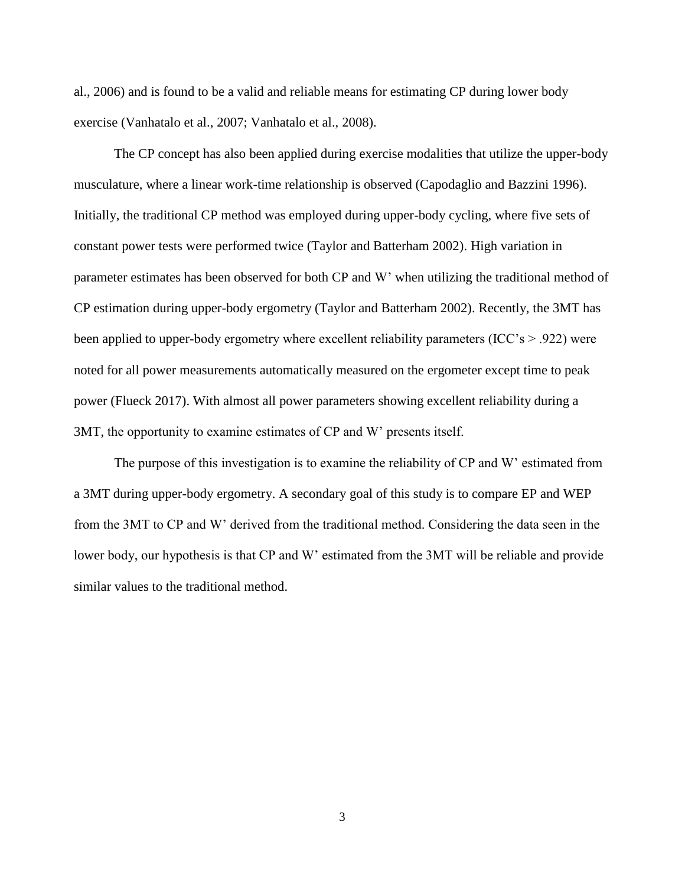al., 2006) and is found to be a valid and reliable means for estimating CP during lower body exercise (Vanhatalo et al., 2007; Vanhatalo et al., 2008).

The CP concept has also been applied during exercise modalities that utilize the upper-body musculature, where a linear work-time relationship is observed (Capodaglio and Bazzini 1996). Initially, the traditional CP method was employed during upper-body cycling, where five sets of constant power tests were performed twice (Taylor and Batterham 2002). High variation in parameter estimates has been observed for both CP and W' when utilizing the traditional method of CP estimation during upper-body ergometry (Taylor and Batterham 2002). Recently, the 3MT has been applied to upper-body ergometry where excellent reliability parameters (ICC's > .922) were noted for all power measurements automatically measured on the ergometer except time to peak power (Flueck 2017). With almost all power parameters showing excellent reliability during a 3MT, the opportunity to examine estimates of CP and W' presents itself.

The purpose of this investigation is to examine the reliability of CP and W' estimated from a 3MT during upper-body ergometry. A secondary goal of this study is to compare EP and WEP from the 3MT to CP and W' derived from the traditional method. Considering the data seen in the lower body, our hypothesis is that CP and W' estimated from the 3MT will be reliable and provide similar values to the traditional method.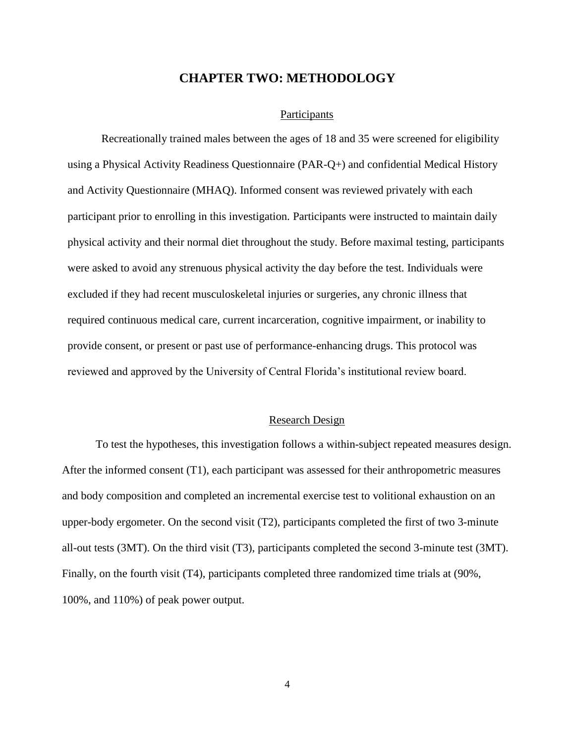# CHAPTER TWO: METHODOLOGY

## Participants

Recreationally trained males between the ages of 18 and 35 were screened for eligibility using a Physical Activity Readiness Questionnaire (PAR-Q+) and confidential Medical History and Activity Questionnaire (MHAQ). Informed consent was reviewed privately with each participant prior to enrolling in this investigation. Participants were instructed to maintain daily physical activity and their normal diet throughout the study. Before maximal testing, participants were asked to avoid any strenuous physical activity the day before the test. Individuals were excluded if they had recent musculoskeletal injuries or surgeries, any chronic illness that required continuous medical care, current incarceration, cognitive impairment, or inability to provide consent, or present or past use of performance-enhancing drugs. This protocol was reviewed and approved by the University of Central Florida's institutional review board.

## Research Design

To test the hypotheses, this investigation follows a within-subject repeated measures design. After the informed consent (T1), each participant was assessed for their anthropometric measures and body composition and completed an incremental exercise test to volitional exhaustion on an upper-body ergometer. On the second visit (T2), participants completed the first of two 3-minute all-out tests (3MT). On the third visit (T3), participants completed the second 3-minute test (3MT). Finally, on the fourth visit (T4), participants completed three randomized time trials at (90%, 100%, and 110%) of peak power output.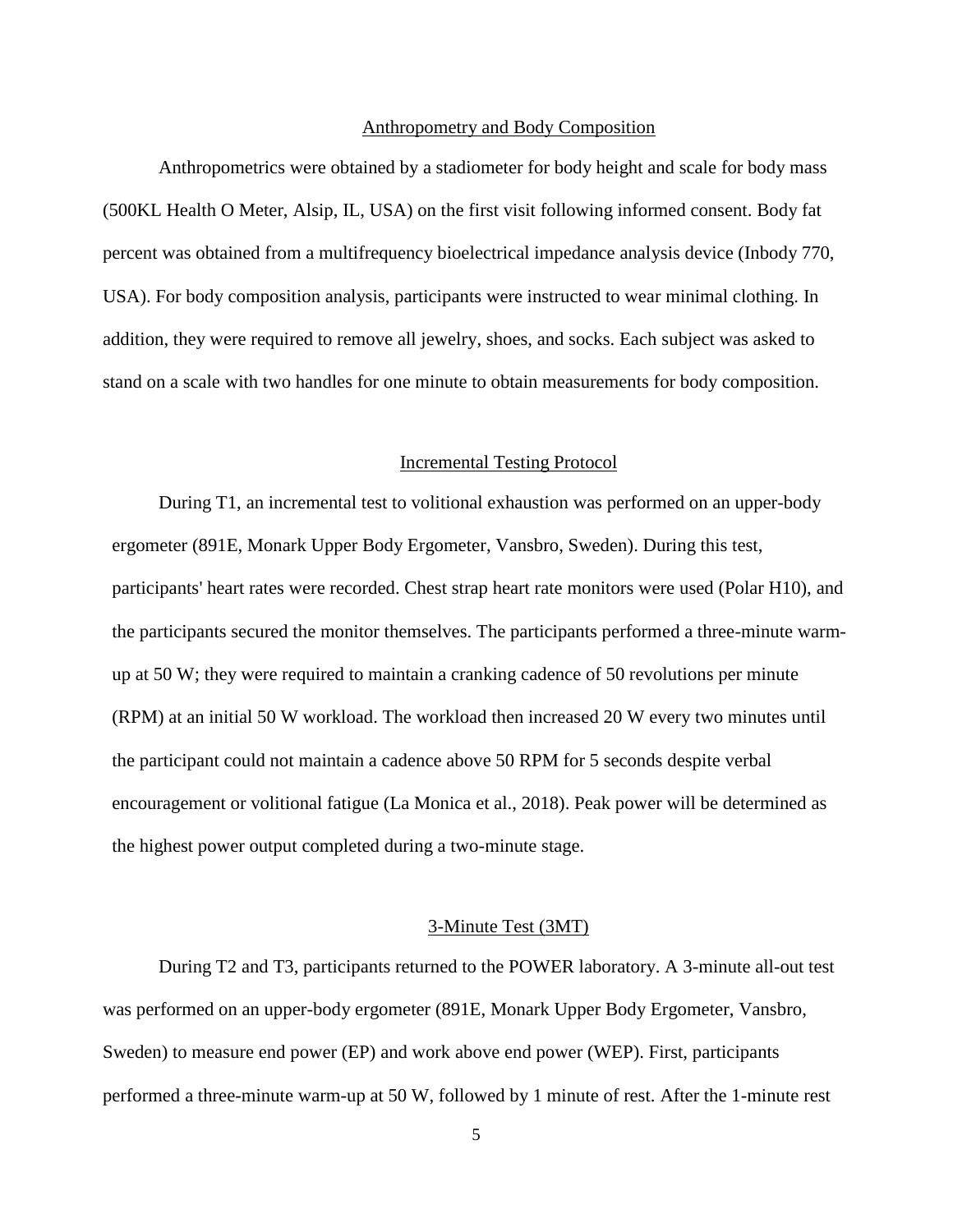## Anthropometry and Body Composition

Anthropometrics were obtained by a stadiometer for body height and scale for body mass (500KL Health O Meter, Alsip, IL, USA) on the first visit following informed consent. Body fat percent was obtained from a multifrequency bioelectrical impedance analysis device (Inbody 770, USA). For body composition analysis, participants were instructed to wear minimal clothing. In addition, they were required to remove all jewelry, shoes, and socks. Each subject was asked to stand on a scale with two handles for one minute to obtain measurements for body composition.

## Incremental Testing Protocol

During T1, an incremental test to volitional exhaustion was performed on an upper-body ergometer (891E, Monark Upper Body Ergometer, Vansbro, Sweden). During this test, participants' heart rates were recorded. Chest strap heart rate monitors were used (Polar H10), and the participants secured the monitor themselves. The participants performed a three-minute warm-up at 50 W; they were required to maintain a cranking cadence of 50 revolutions per minute (RPM) at an initial 50 W workload. The workload then increased 20 W every two minutes until the participant could not maintain a cadence above 50 RPM for 5 seconds despite verbal encouragement or volitional fatigue (La Monica et al., 2018). Peak power will be determined as the highest power output completed during a two-minute stage.

## 3-Minute Test (3MT)

During T2 and T3, participants returned to the POWER laboratory. A 3-minute all-out test was performed on an upper-body ergometer (891E, Monark Upper Body Ergometer, Vansbro, Sweden) to measure end power (EP) and work above end power (WEP). First, participants performed a three-minute warm-up at 50 W, followed by 1 minute of rest. After the 1-minute rest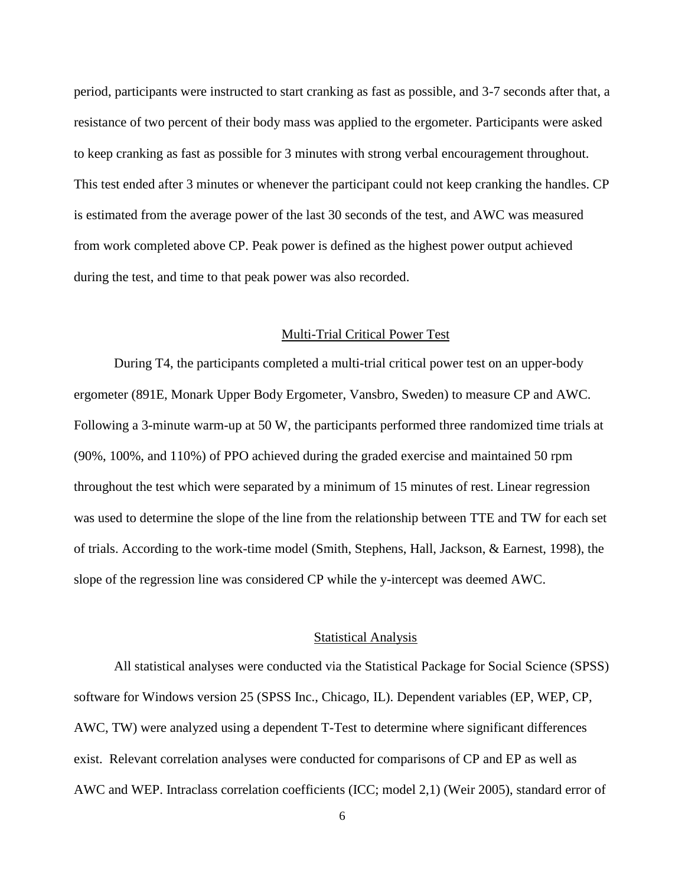period, participants were instructed to start cranking as fast as possible, and 3-7 seconds after that, a resistance of two percent of their body mass was applied to the ergometer. Participants were asked to keep cranking as fast as possible for 3 minutes with strong verbal encouragement throughout. This test ended after 3 minutes or whenever the participant could not keep cranking the handles. CP is estimated from the average power of the last 30 seconds of the test, and AWC was measured from work completed above CP. Peak power is defined as the highest power output achieved during the test, and time to that peak power was also recorded.

## Multi-Trial Critical Power Test

During T4, the participants completed a multi-trial critical power test on an upper-body ergometer (891E, Monark Upper Body Ergometer, Vansbro, Sweden) to measure CP and AWC. Following a 3-minute warm-up at 50 W, the participants performed three randomized time trials at (90%, 100%, and 110%) of PPO achieved during the graded exercise and maintained 50 rpm throughout the test which were separated by a minimum of 15 minutes of rest. Linear regression was used to determine the slope of the line from the relationship between TTE and TW for each set of trials. According to the work-time model (Smith, Stephens, Hall, Jackson, & Earnest, 1998), the slope of the regression line was considered CP while the y-intercept was deemed AWC.

## Statistical Analysis

All statistical analyses were conducted via the Statistical Package for Social Science (SPSS) software for Windows version 25 (SPSS Inc., Chicago, IL). Dependent variables (EP, WEP, CP, AWC, TW) were analyzed using a dependent T-Test to determine where significant differences exist. Relevant correlation analyses were conducted for comparisons of CP and EP as well as AWC and WEP. Intraclass correlation coefficients (ICC; model 2,1) (Weir 2005), standard error of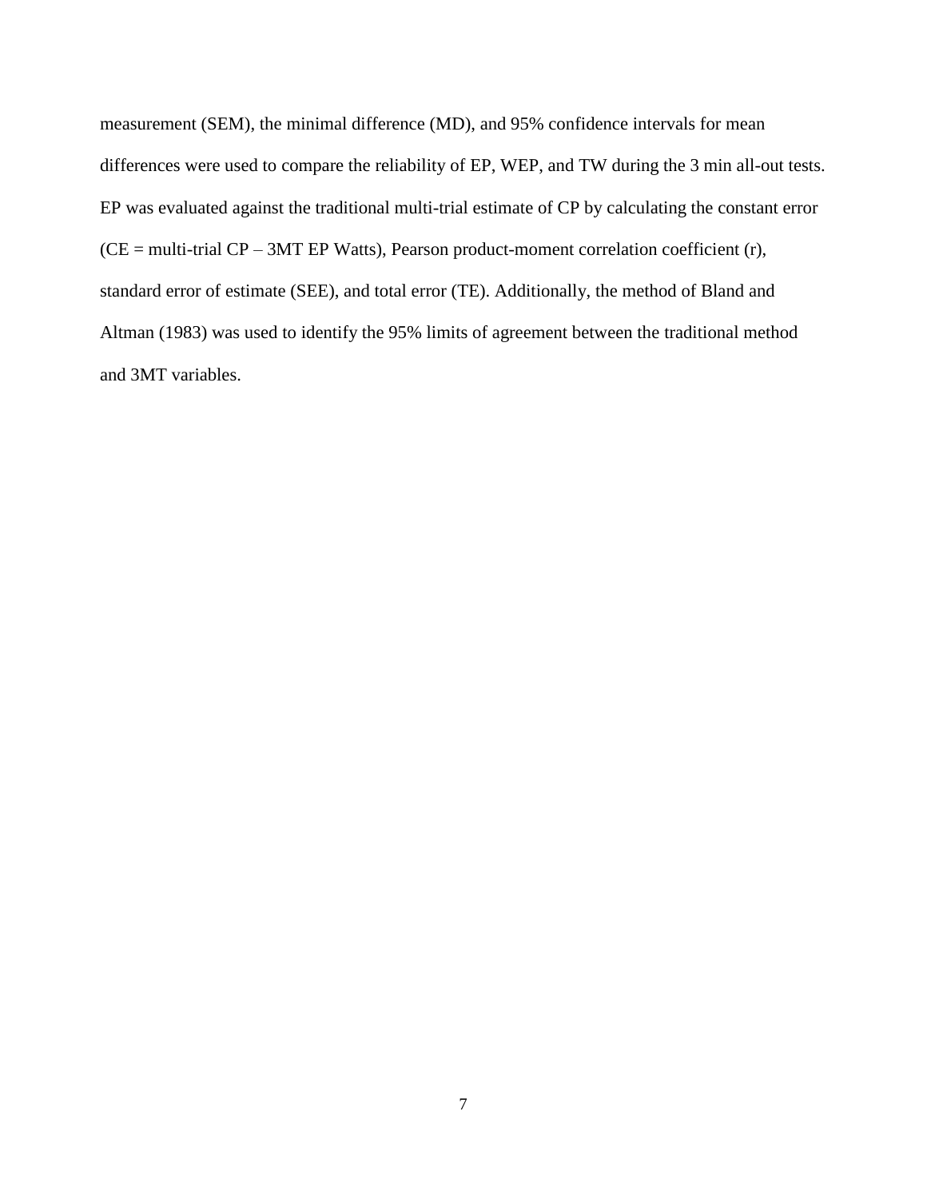measurement (SEM), the minimal difference (MD), and 95% confidence intervals for mean differences were used to compare the reliability of EP, WEP, and TW during the 3 min all-out tests. EP was evaluated against the traditional multi-trial estimate of CP by calculating the constant error (CE = multi-trial CP – 3MT EP Watts), Pearson product-moment correlation coefficient (r), standard error of estimate (SEE), and total error (TE). Additionally, the method of Bland and Altman (1983) was used to identify the 95% limits of agreement between the traditional method and 3MT variables.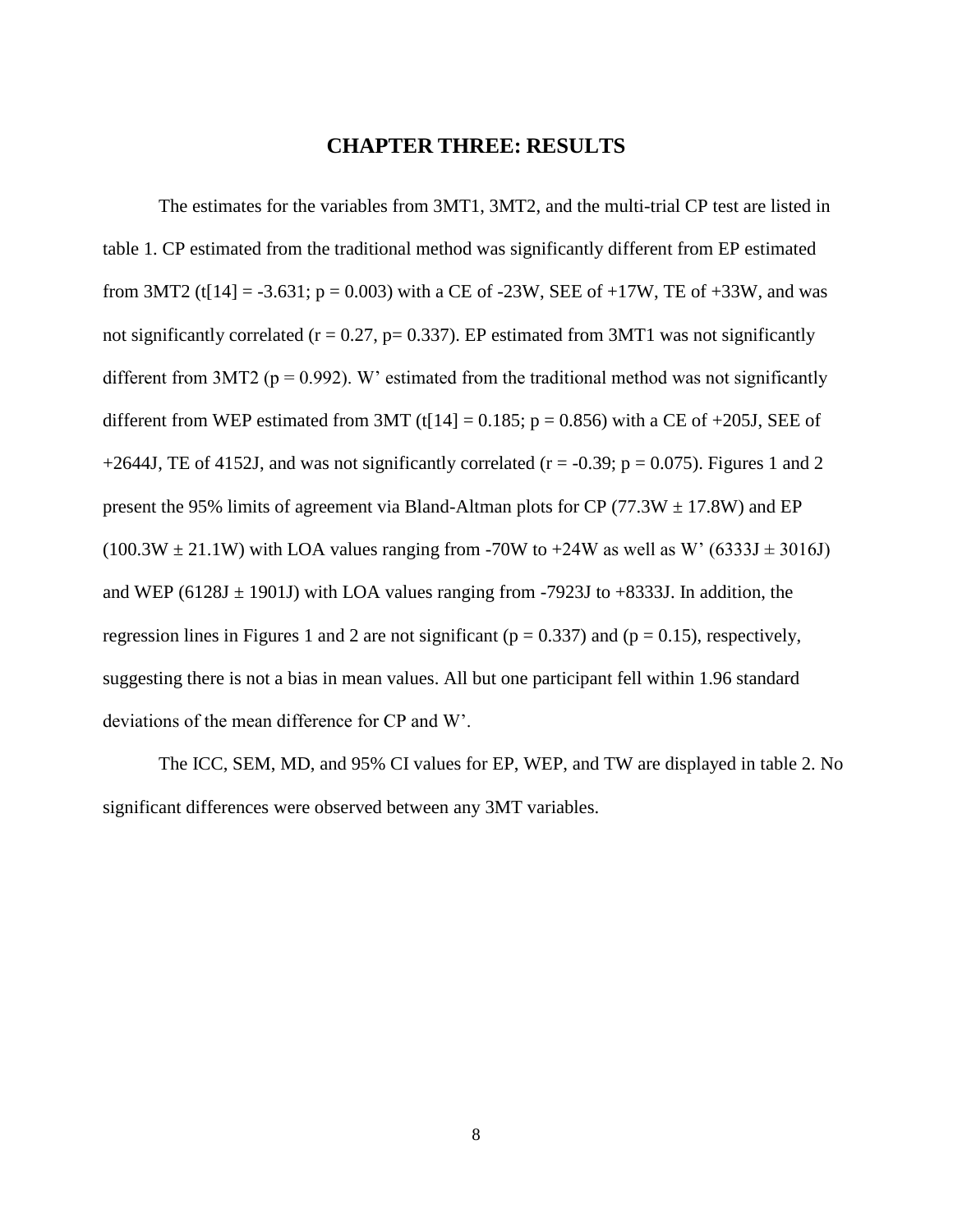# CHAPTER THREE: RESULTS

The estimates for the variables from 3MT1, 3MT2, and the multi-trial CP test are listed in table 1. CP estimated from the traditional method was significantly different from EP estimated from 3MT2 ($t[14] = -3.631$; $p = 0.003$) with a CE of -23W, SEE of +17W, TE of +33W, and was not significantly correlated ($r = 0.27$, $p = 0.337$). EP estimated from 3MT1 was not significantly different from 3MT2 ($p = 0.992$). W' estimated from the traditional method was not significantly different from WEP estimated from 3MT ($t[14] = 0.185$; $p = 0.856$) with a CE of +205J, SEE of +2644J, TE of 4152J, and was not significantly correlated ($r = -0.39$; $p = 0.075$). Figures 1 and 2 present the 95% limits of agreement via Bland-Altman plots for CP (77.3W ± 17.8W) and EP (100.3W ± 21.1W) with LOA values ranging from -70W to +24W as well as W' (6333J ± 3016J) and WEP (6128J ± 1901J) with LOA values ranging from -7923J to +8333J. In addition, the regression lines in Figures 1 and 2 are not significant ($p = 0.337$) and ($p = 0.15$), respectively, suggesting there is not a bias in mean values. All but one participant fell within 1.96 standard deviations of the mean difference for CP and W'.

The ICC, SEM, MD, and 95% CI values for EP, WEP, and TW are displayed in table 2. No significant differences were observed between any 3MT variables.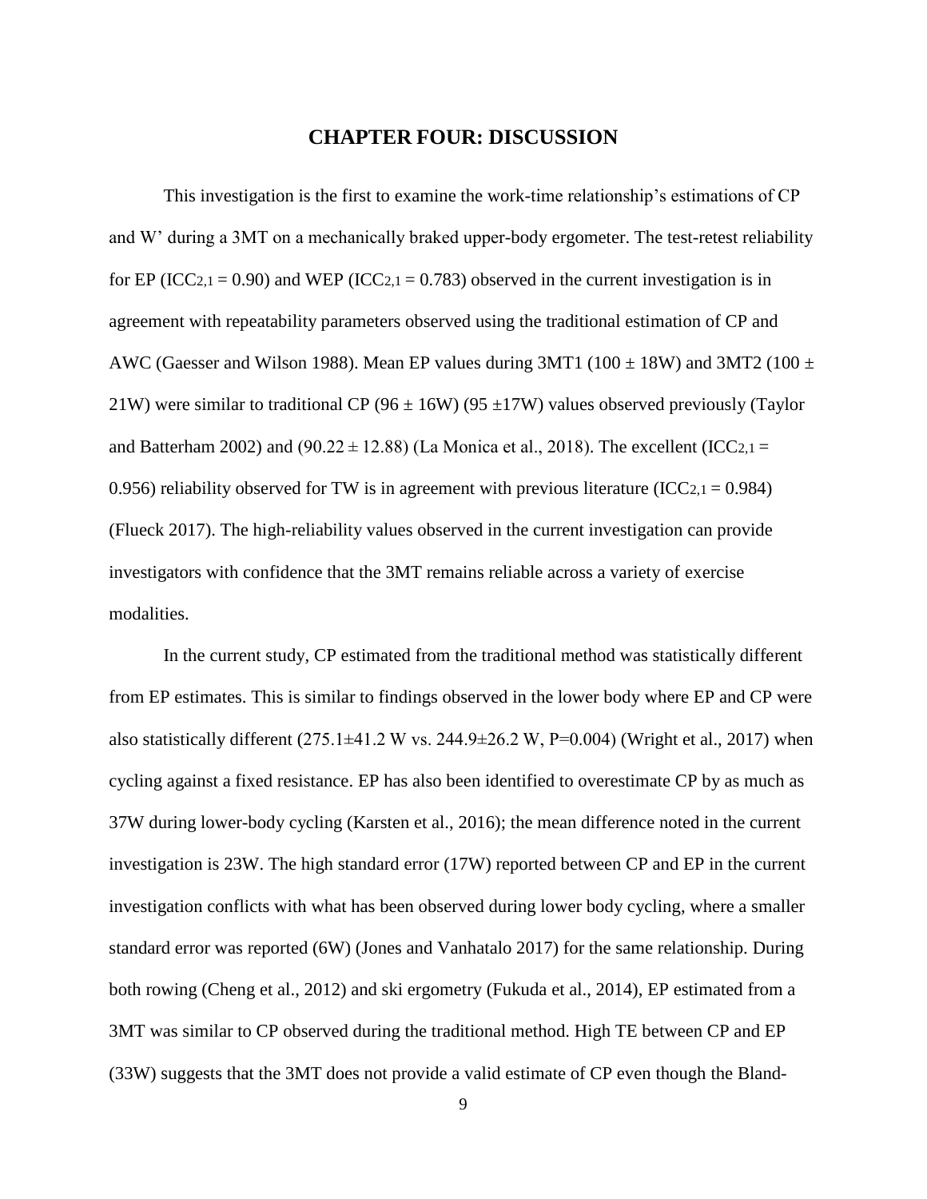# CHAPTER FOUR: DISCUSSION

This investigation is the first to examine the work-time relationship's estimations of CP and W' during a 3MT on a mechanically braked upper-body ergometer. The test-retest reliability for EP ($ICC_{2,1} = 0.90$) and WEP ($ICC_{2,1} = 0.783$) observed in the current investigation is in agreement with repeatability parameters observed using the traditional estimation of CP and AWC (Gaesser and Wilson 1988). Mean EP values during 3MT1 (100 ± 18W) and 3MT2 (100 ± 21W) were similar to traditional CP (96 ± 16W) (95 ±17W) values observed previously (Taylor and Batterham 2002) and (90.22 ± 12.88) (La Monica et al., 2018). The excellent ($ICC_{2,1} = 0.956$) reliability observed for TW is in agreement with previous literature ($ICC_{2,1} = 0.984$) (Flueck 2017). The high-reliability values observed in the current investigation can provide investigators with confidence that the 3MT remains reliable across a variety of exercise modalities.

In the current study, CP estimated from the traditional method was statistically different from EP estimates. This is similar to findings observed in the lower body where EP and CP were also statistically different (275.1±41.2 W vs. 244.9±26.2 W, P=0.004) (Wright et al., 2017) when cycling against a fixed resistance. EP has also been identified to overestimate CP by as much as 37W during lower-body cycling (Karsten et al., 2016); the mean difference noted in the current investigation is 23W. The high standard error (17W) reported between CP and EP in the current investigation conflicts with what has been observed during lower body cycling, where a smaller standard error was reported (6W) (Jones and Vanhatalo 2017) for the same relationship. During both rowing (Cheng et al., 2012) and ski ergometry (Fukuda et al., 2014), EP estimated from a 3MT was similar to CP observed during the traditional method. High TE between CP and EP (33W) suggests that the 3MT does not provide a valid estimate of CP even though the Bland-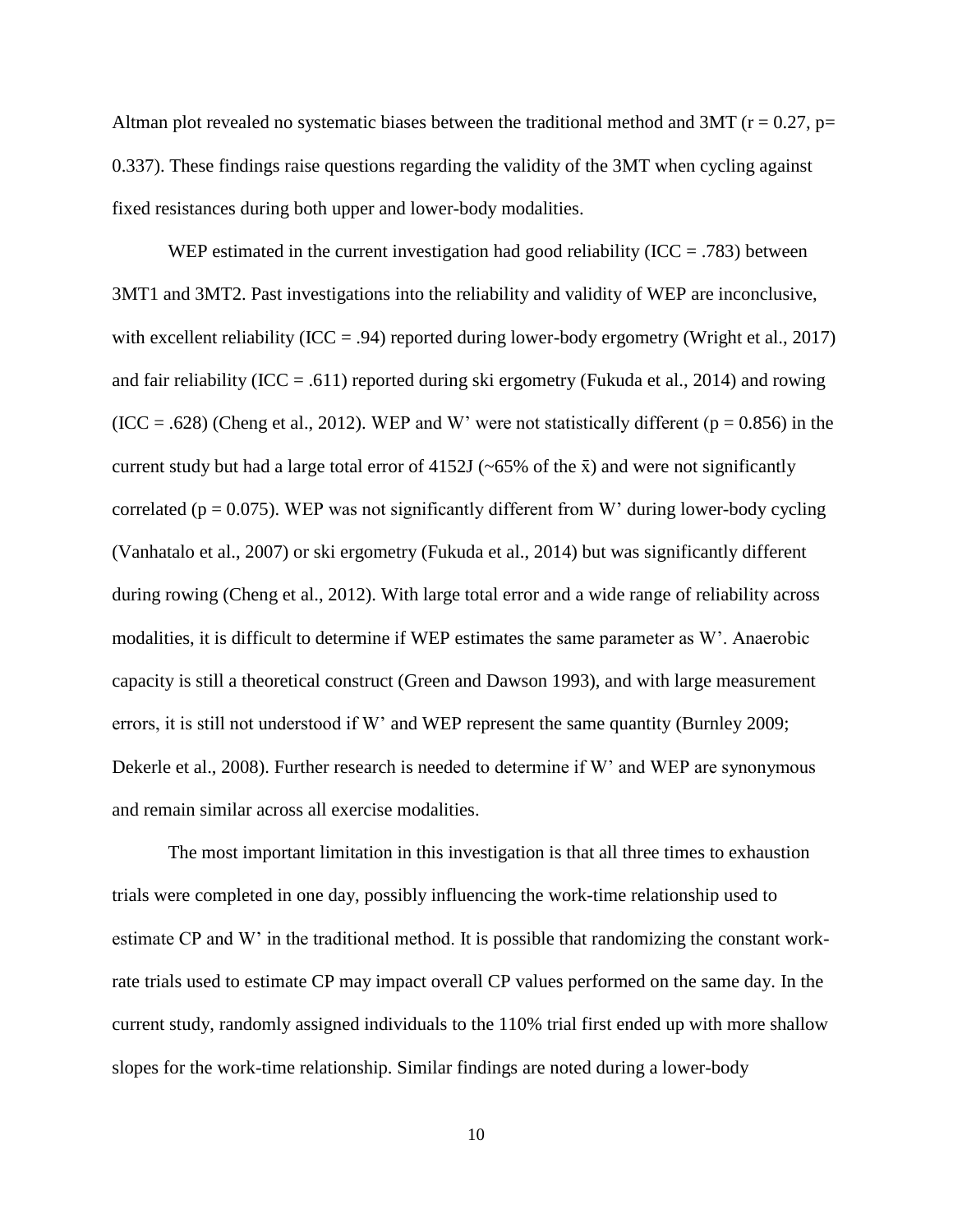Altman plot revealed no systematic biases between the traditional method and 3MT ($r = 0.27$, $p = 0.337$). These findings raise questions regarding the validity of the 3MT when cycling against fixed resistances during both upper and lower-body modalities.

WEP estimated in the current investigation had good reliability (ICC = .783) between 3MT1 and 3MT2. Past investigations into the reliability and validity of WEP are inconclusive, with excellent reliability (ICC = .94) reported during lower-body ergometry (Wright et al., 2017) and fair reliability (ICC = .611) reported during ski ergometry (Fukuda et al., 2014) and rowing (ICC = .628) (Cheng et al., 2012). WEP and W' were not statistically different ($p = 0.856$) in the current study but had a large total error of 4152J (~65% of the $\bar{x}$) and were not significantly correlated ($p = 0.075$). WEP was not significantly different from W' during lower-body cycling (Vanhatalo et al., 2007) or ski ergometry (Fukuda et al., 2014) but was significantly different during rowing (Cheng et al., 2012). With large total error and a wide range of reliability across modalities, it is difficult to determine if WEP estimates the same parameter as W'. Anaerobic capacity is still a theoretical construct (Green and Dawson 1993), and with large measurement errors, it is still not understood if W' and WEP represent the same quantity (Burnley 2009; Dekerle et al., 2008). Further research is needed to determine if W' and WEP are synonymous and remain similar across all exercise modalities.

The most important limitation in this investigation is that all three times to exhaustion trials were completed in one day, possibly influencing the work-time relationship used to estimate CP and W' in the traditional method. It is possible that randomizing the constant work-rate trials used to estimate CP may impact overall CP values performed on the same day. In the current study, randomly assigned individuals to the 110% trial first ended up with more shallow slopes for the work-time relationship. Similar findings are noted during a lower-body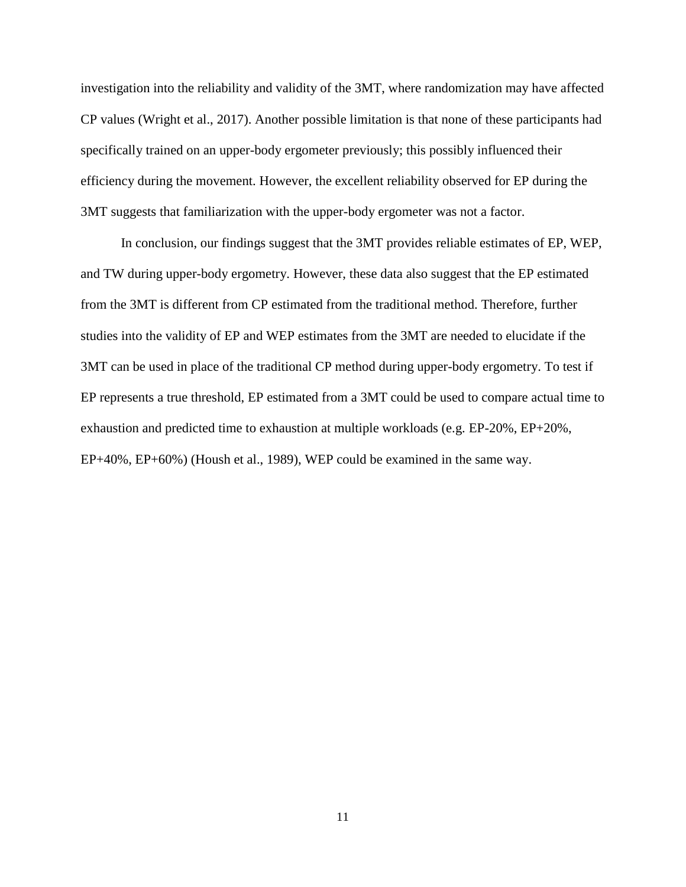investigation into the reliability and validity of the 3MT, where randomization may have affected CP values (Wright et al., 2017). Another possible limitation is that none of these participants had specifically trained on an upper-body ergometer previously; this possibly influenced their efficiency during the movement. However, the excellent reliability observed for EP during the 3MT suggests that familiarization with the upper-body ergometer was not a factor.

In conclusion, our findings suggest that the 3MT provides reliable estimates of EP, WEP, and TW during upper-body ergometry. However, these data also suggest that the EP estimated from the 3MT is different from CP estimated from the traditional method. Therefore, further studies into the validity of EP and WEP estimates from the 3MT are needed to elucidate if the 3MT can be used in place of the traditional CP method during upper-body ergometry. To test if EP represents a true threshold, EP estimated from a 3MT could be used to compare actual time to exhaustion and predicted time to exhaustion at multiple workloads (e.g. EP-20%, EP+20%, EP+40%, EP+60%) (Housh et al., 1989), WEP could be examined in the same way.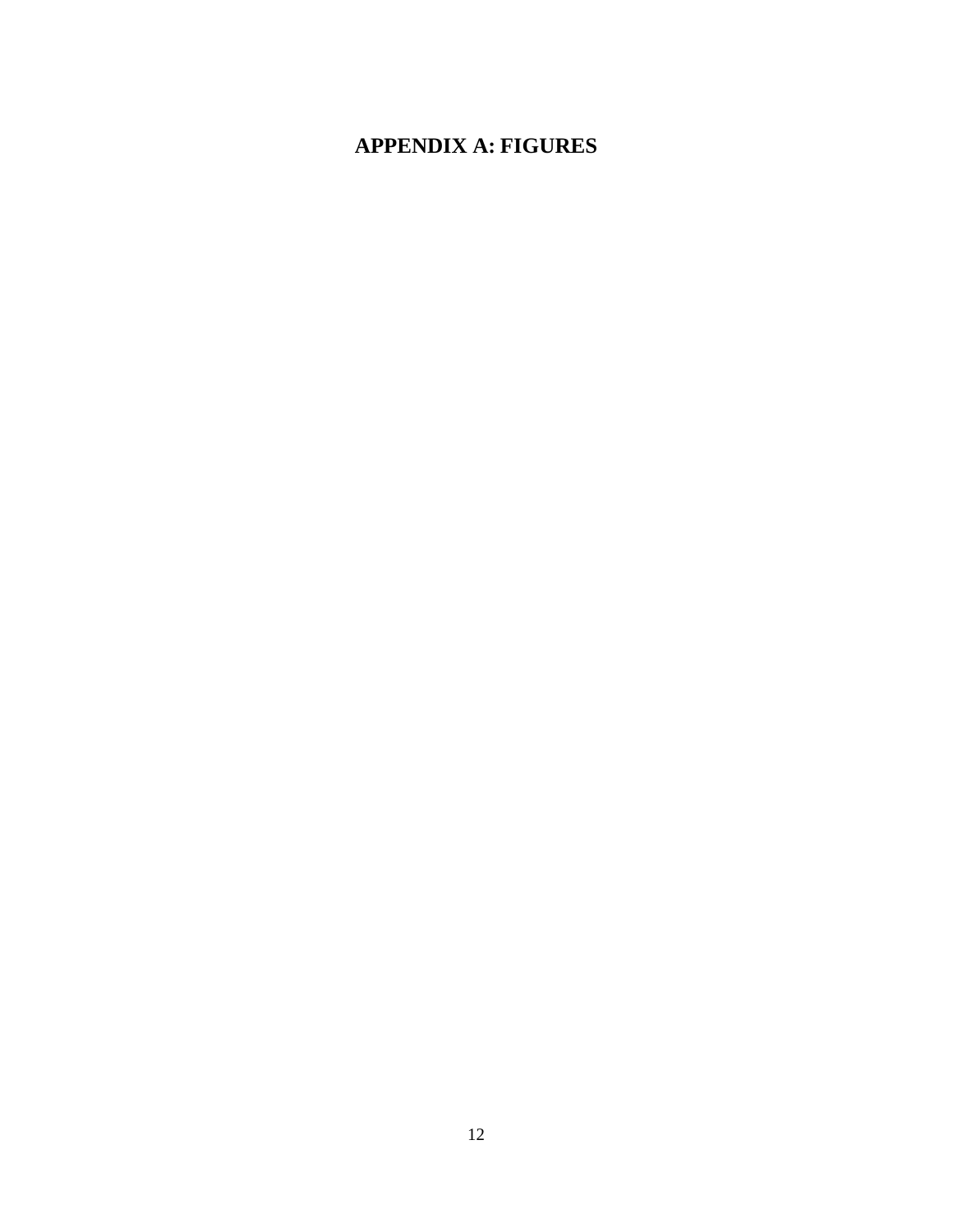# APPENDIX A: FIGURES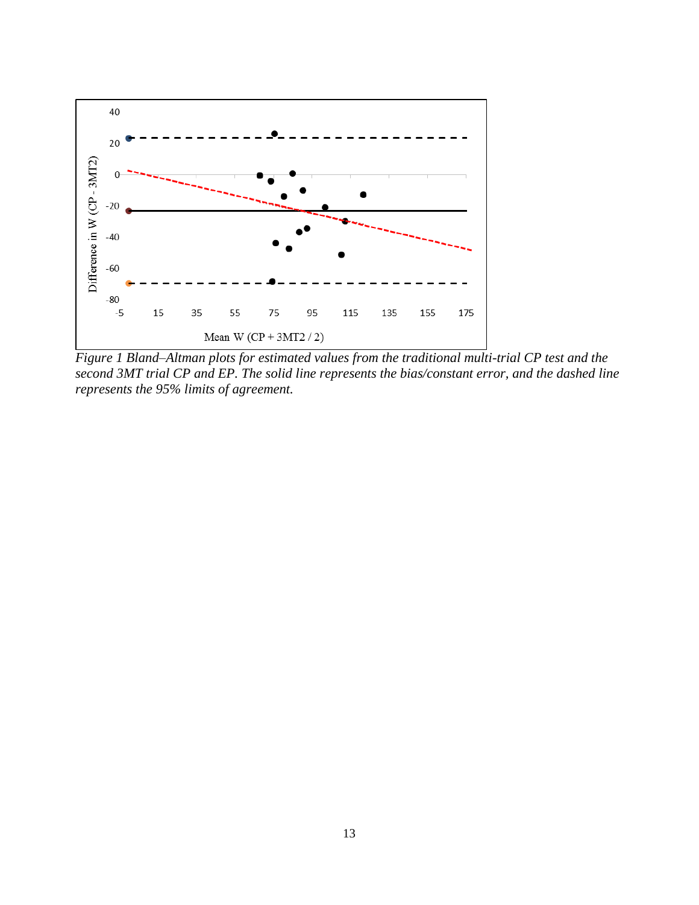*Figure 1 Bland–Altman plots for estimated values from the traditional multi-trial CP test and the second 3MT trial CP and EP. The solid line represents the bias/constant error, and the dashed line represents the 95% limits of agreement.*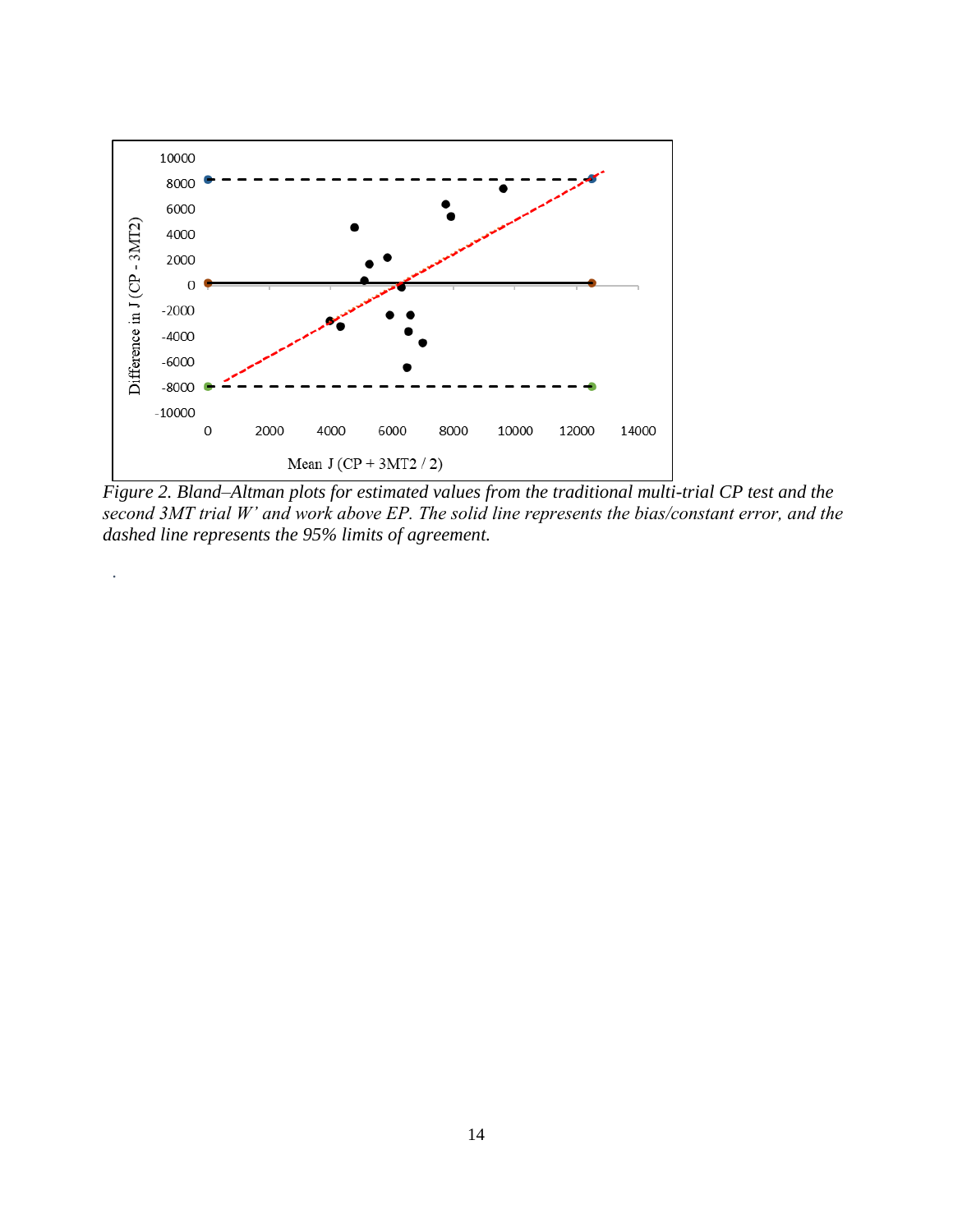*Figure 2. Bland–Altman plots for estimated values from the traditional multi-trial CP test and the second 3MT trial W' and work above EP. The solid line represents the bias/constant error, and the dashed line represents the 95% limits of agreement.*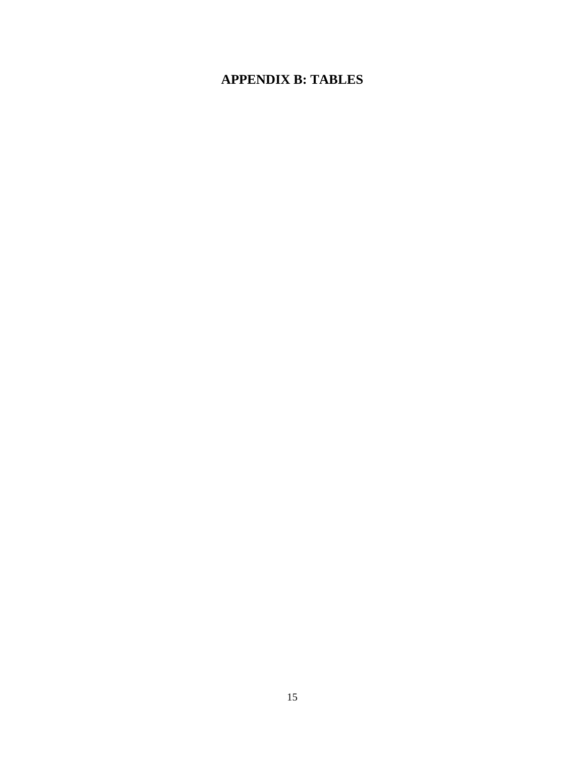# APPENDIX B: TABLES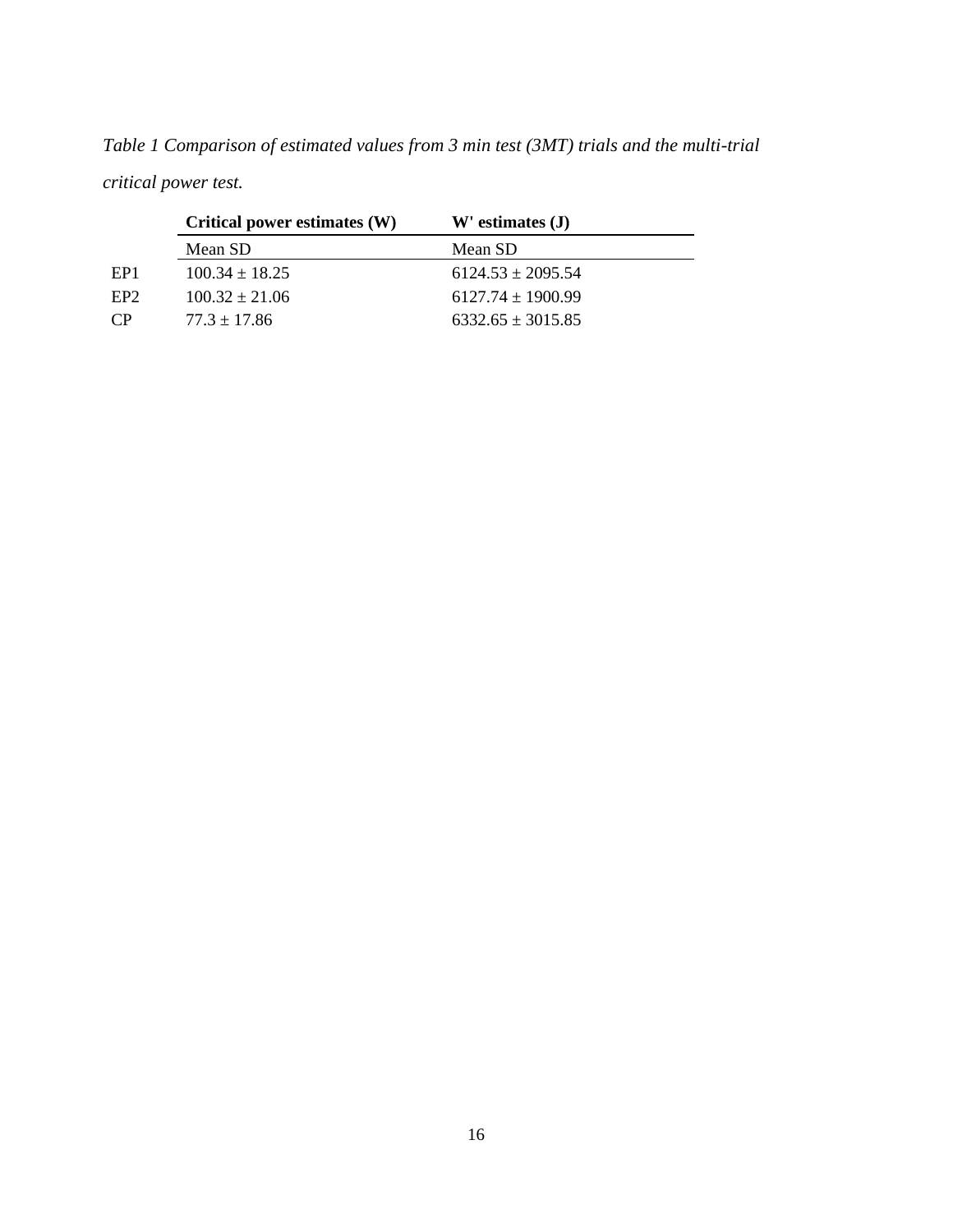*Table 1 Comparison of estimated values from 3 min test (3MT) trials and the multi-trial critical power test.*

| | **Critical power estimates (W)** | **W' estimates (J)** |
|---|---|---|
| | Mean SD | Mean SD |
| EP1 | 100.34 ± 18.25 | 6124.53 ± 2095.54 |
| EP2 | 100.32 ± 21.06 | 6127.74 ± 1900.99 |
| CP | 77.3 ± 17.86 | 6332.65 ± 3015.85 |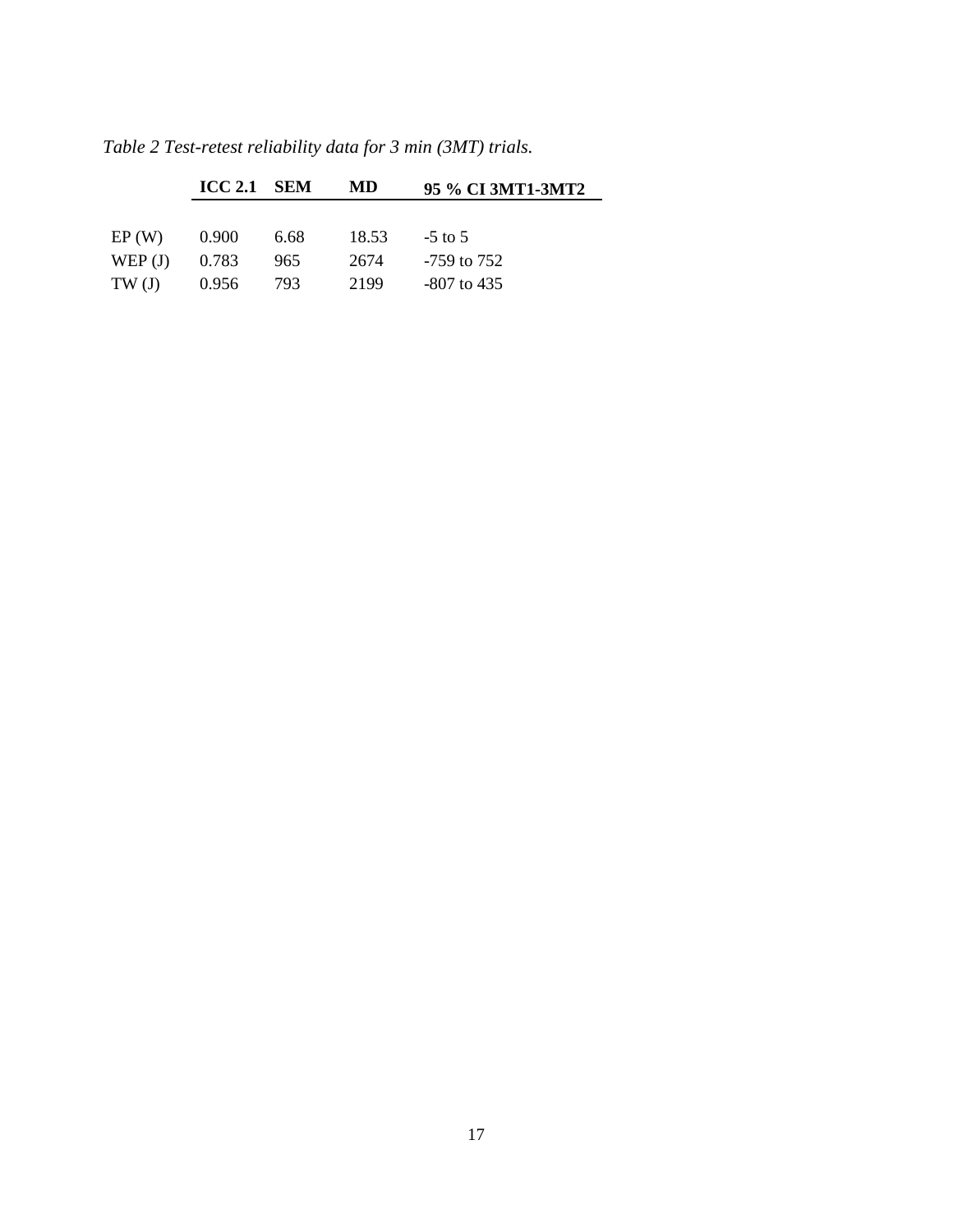*Table 2 Test-retest reliability data for 3 min (3MT) trials.*

| | **ICC 2.1** | **SEM** | **MD** | **95 % CI 3MT1-3MT2** |
|---|---|---|---|---|
| EP (W) | 0.900 | 6.68 | 18.53 | -5 to 5 |
| WEP (J) | 0.783 | 965 | 2674 | -759 to 752 |
| TW (J) | 0.956 | 793 | 2199 | -807 to 435 |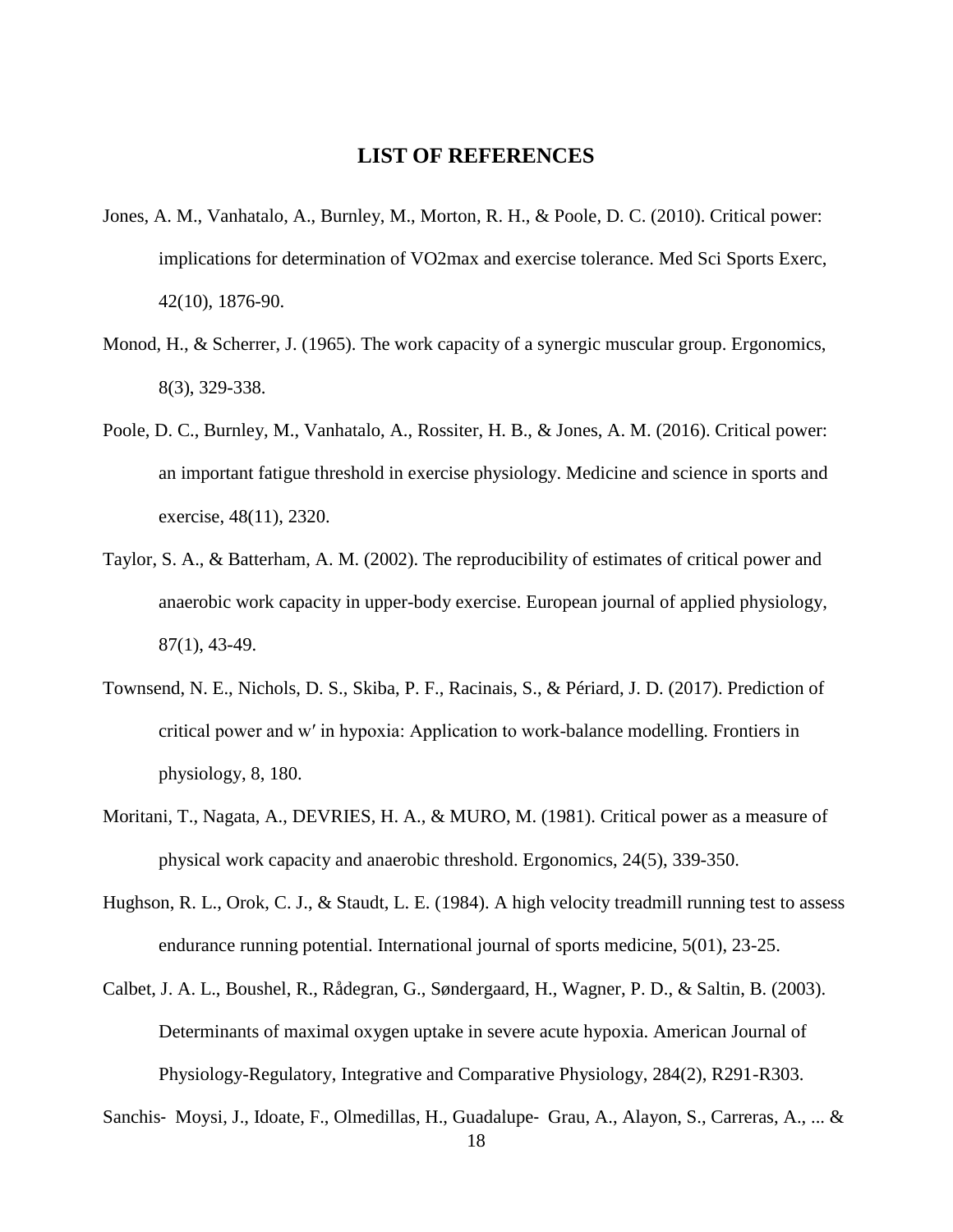## LIST OF REFERENCES

Jones, A. M., Vanhatalo, A., Burnley, M., Morton, R. H., & Poole, D. C. (2010). Critical power: implications for determination of VO2max and exercise tolerance. Med Sci Sports Exerc, 42(10), 1876-90.

Monod, H., & Scherrer, J. (1965). The work capacity of a synergic muscular group. Ergonomics, 8(3), 329-338.

Poole, D. C., Burnley, M., Vanhatalo, A., Rossiter, H. B., & Jones, A. M. (2016). Critical power: an important fatigue threshold in exercise physiology. Medicine and science in sports and exercise, 48(11), 2320.

Taylor, S. A., & Batterham, A. M. (2002). The reproducibility of estimates of critical power and anaerobic work capacity in upper-body exercise. European journal of applied physiology, 87(1), 43-49.

Townsend, N. E., Nichols, D. S., Skiba, P. F., Racinais, S., & Périard, J. D. (2017). Prediction of critical power and w′ in hypoxia: Application to work-balance modelling. Frontiers in physiology, 8, 180.

Moritani, T., Nagata, A., DEVRIES, H. A., & MURO, M. (1981). Critical power as a measure of physical work capacity and anaerobic threshold. Ergonomics, 24(5), 339-350.

Hughson, R. L., Orok, C. J., & Staudt, L. E. (1984). A high velocity treadmill running test to assess endurance running potential. International journal of sports medicine, 5(01), 23-25.

Calbet, J. A. L., Boushel, R., Rådegran, G., Søndergaard, H., Wagner, P. D., & Saltin, B. (2003). Determinants of maximal oxygen uptake in severe acute hypoxia. American Journal of Physiology-Regulatory, Integrative and Comparative Physiology, 284(2), R291-R303.

Sanchis‐ Moysi, J., Idoate, F., Olmedillas, H., Guadalupe‐ Grau, A., Alayon, S., Carreras, A., ... &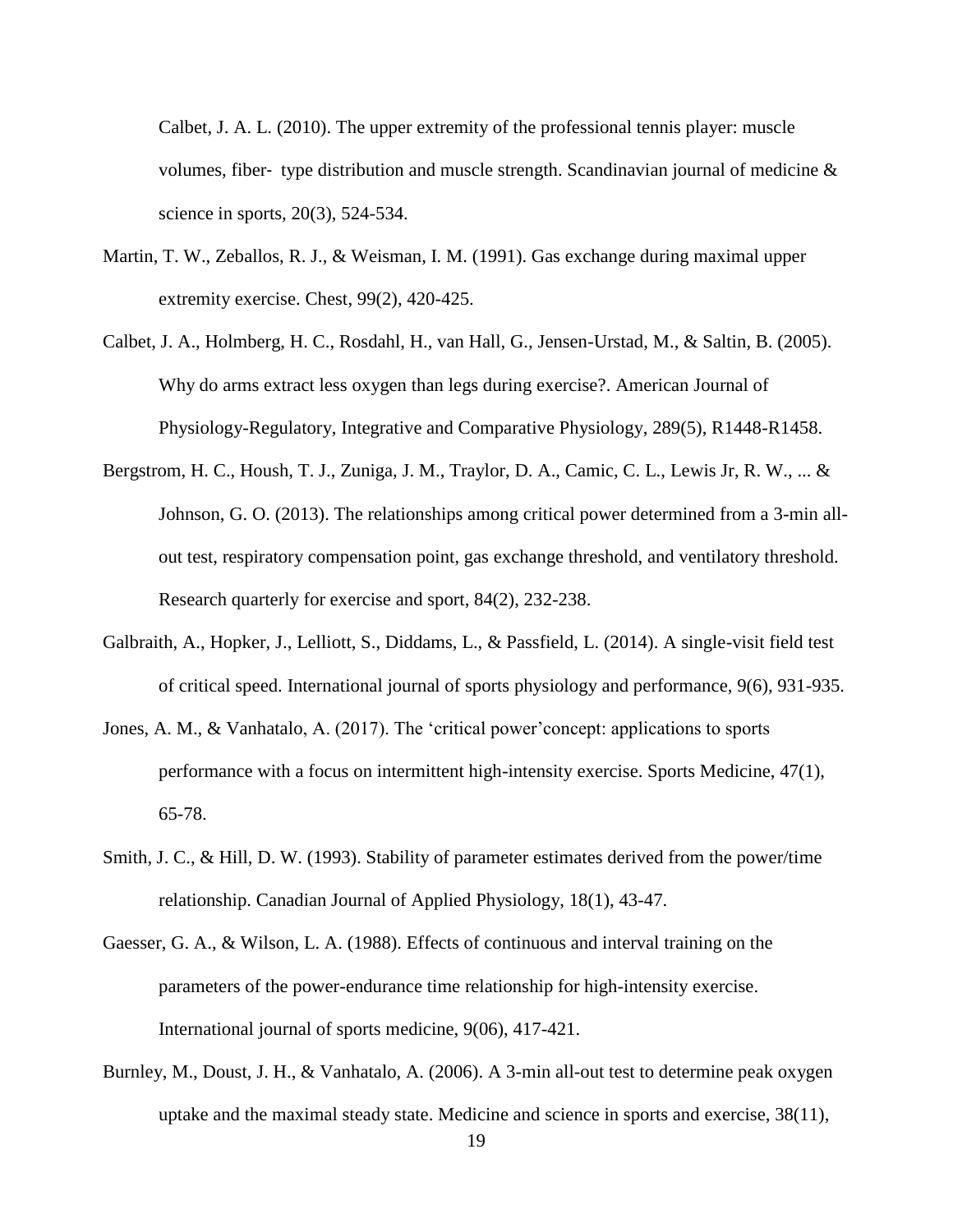Calbet, J. A. L. (2010). The upper extremity of the professional tennis player: muscle volumes, fiber‐ type distribution and muscle strength. Scandinavian journal of medicine & science in sports, 20(3), 524-534.

Martin, T. W., Zeballos, R. J., & Weisman, I. M. (1991). Gas exchange during maximal upper extremity exercise. Chest, 99(2), 420-425.

Calbet, J. A., Holmberg, H. C., Rosdahl, H., van Hall, G., Jensen-Urstad, M., & Saltin, B. (2005). Why do arms extract less oxygen than legs during exercise?. American Journal of Physiology-Regulatory, Integrative and Comparative Physiology, 289(5), R1448-R1458.

Bergstrom, H. C., Housh, T. J., Zuniga, J. M., Traylor, D. A., Camic, C. L., Lewis Jr, R. W., ... & Johnson, G. O. (2013). The relationships among critical power determined from a 3-min all-out test, respiratory compensation point, gas exchange threshold, and ventilatory threshold. Research quarterly for exercise and sport, 84(2), 232-238.

Galbraith, A., Hopker, J., Lelliott, S., Diddams, L., & Passfield, L. (2014). A single-visit field test of critical speed. International journal of sports physiology and performance, 9(6), 931-935.

Jones, A. M., & Vanhatalo, A. (2017). The 'critical power'concept: applications to sports performance with a focus on intermittent high-intensity exercise. Sports Medicine, 47(1), 65-78.

Smith, J. C., & Hill, D. W. (1993). Stability of parameter estimates derived from the power/time relationship. Canadian Journal of Applied Physiology, 18(1), 43-47.

Gaesser, G. A., & Wilson, L. A. (1988). Effects of continuous and interval training on the parameters of the power-endurance time relationship for high-intensity exercise. International journal of sports medicine, 9(06), 417-421.

Burnley, M., Doust, J. H., & Vanhatalo, A. (2006). A 3-min all-out test to determine peak oxygen uptake and the maximal steady state. Medicine and science in sports and exercise, 38(11),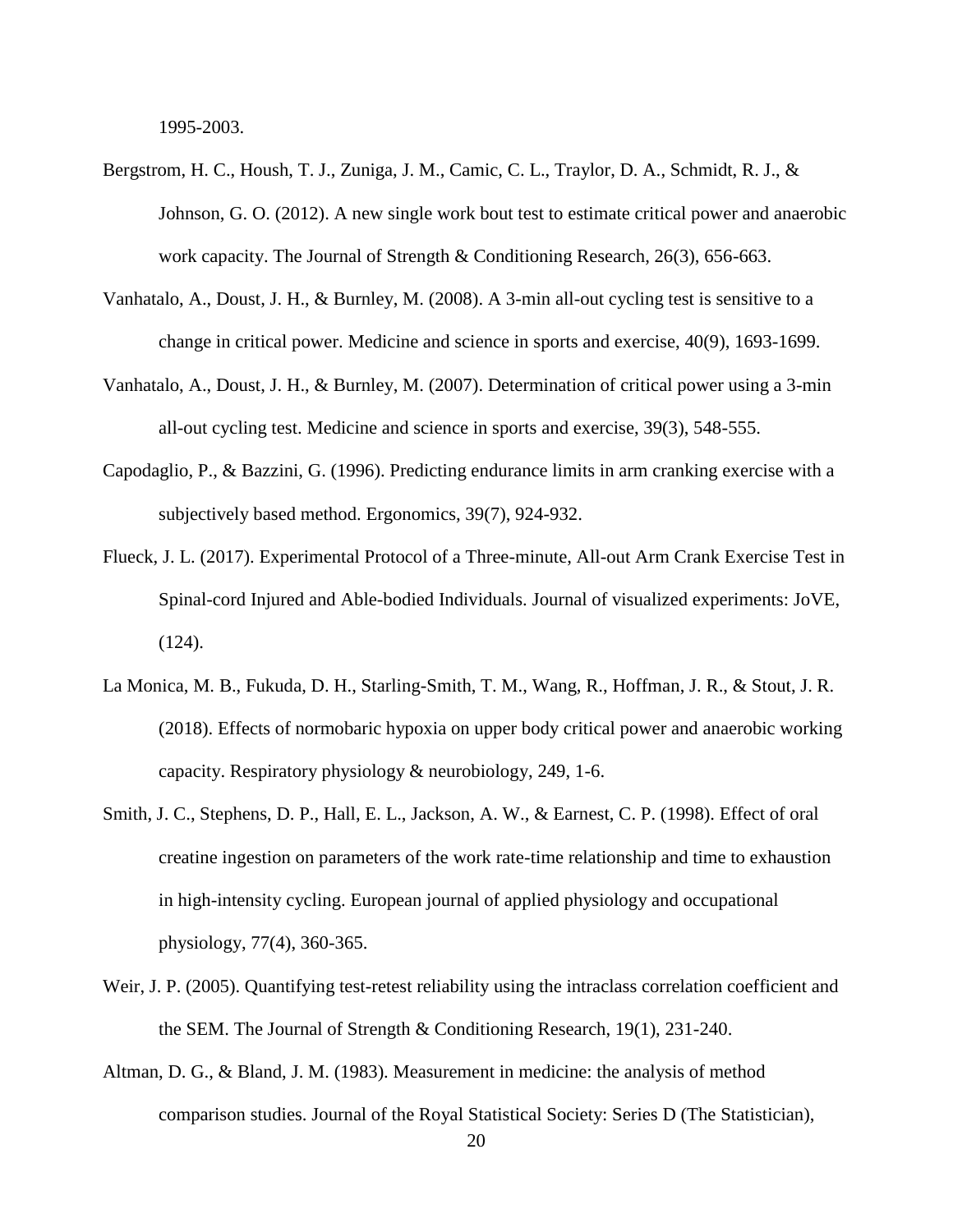1995-2003.

Bergstrom, H. C., Housh, T. J., Zuniga, J. M., Camic, C. L., Traylor, D. A., Schmidt, R. J., & Johnson, G. O. (2012). A new single work bout test to estimate critical power and anaerobic work capacity. The Journal of Strength & Conditioning Research, 26(3), 656-663.

Vanhatalo, A., Doust, J. H., & Burnley, M. (2008). A 3-min all-out cycling test is sensitive to a change in critical power. Medicine and science in sports and exercise, 40(9), 1693-1699.

Vanhatalo, A., Doust, J. H., & Burnley, M. (2007). Determination of critical power using a 3-min all-out cycling test. Medicine and science in sports and exercise, 39(3), 548-555.

Capodaglio, P., & Bazzini, G. (1996). Predicting endurance limits in arm cranking exercise with a subjectively based method. Ergonomics, 39(7), 924-932.

Flueck, J. L. (2017). Experimental Protocol of a Three-minute, All-out Arm Crank Exercise Test in Spinal-cord Injured and Able-bodied Individuals. Journal of visualized experiments: JoVE, (124).

La Monica, M. B., Fukuda, D. H., Starling-Smith, T. M., Wang, R., Hoffman, J. R., & Stout, J. R. (2018). Effects of normobaric hypoxia on upper body critical power and anaerobic working capacity. Respiratory physiology & neurobiology, 249, 1-6.

Smith, J. C., Stephens, D. P., Hall, E. L., Jackson, A. W., & Earnest, C. P. (1998). Effect of oral creatine ingestion on parameters of the work rate-time relationship and time to exhaustion in high-intensity cycling. European journal of applied physiology and occupational physiology, 77(4), 360-365.

Weir, J. P. (2005). Quantifying test-retest reliability using the intraclass correlation coefficient and the SEM. The Journal of Strength & Conditioning Research, 19(1), 231-240.

Altman, D. G., & Bland, J. M. (1983). Measurement in medicine: the analysis of method comparison studies. Journal of the Royal Statistical Society: Series D (The Statistician),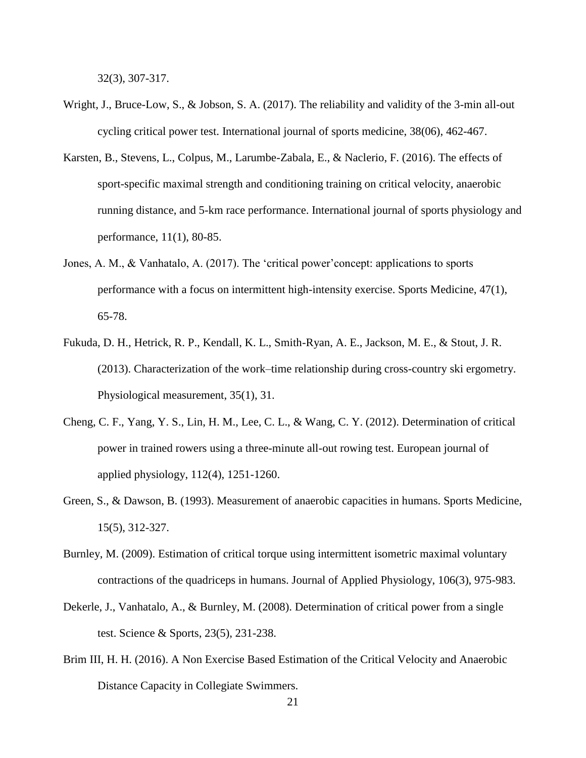32(3), 307-317.

Wright, J., Bruce-Low, S., & Jobson, S. A. (2017). The reliability and validity of the 3-min all-out cycling critical power test. International journal of sports medicine, 38(06), 462-467.

Karsten, B., Stevens, L., Colpus, M., Larumbe-Zabala, E., & Naclerio, F. (2016). The effects of sport-specific maximal strength and conditioning training on critical velocity, anaerobic running distance, and 5-km race performance. International journal of sports physiology and performance, 11(1), 80-85.

Jones, A. M., & Vanhatalo, A. (2017). The 'critical power'concept: applications to sports performance with a focus on intermittent high-intensity exercise. Sports Medicine, 47(1), 65-78.

Fukuda, D. H., Hetrick, R. P., Kendall, K. L., Smith-Ryan, A. E., Jackson, M. E., & Stout, J. R. (2013). Characterization of the work–time relationship during cross-country ski ergometry. Physiological measurement, 35(1), 31.

Cheng, C. F., Yang, Y. S., Lin, H. M., Lee, C. L., & Wang, C. Y. (2012). Determination of critical power in trained rowers using a three-minute all-out rowing test. European journal of applied physiology, 112(4), 1251-1260.

Green, S., & Dawson, B. (1993). Measurement of anaerobic capacities in humans. Sports Medicine, 15(5), 312-327.

Burnley, M. (2009). Estimation of critical torque using intermittent isometric maximal voluntary contractions of the quadriceps in humans. Journal of Applied Physiology, 106(3), 975-983.

Dekerle, J., Vanhatalo, A., & Burnley, M. (2008). Determination of critical power from a single test. Science & Sports, 23(5), 231-238.

Brim III, H. H. (2016). A Non Exercise Based Estimation of the Critical Velocity and Anaerobic Distance Capacity in Collegiate Swimmers.